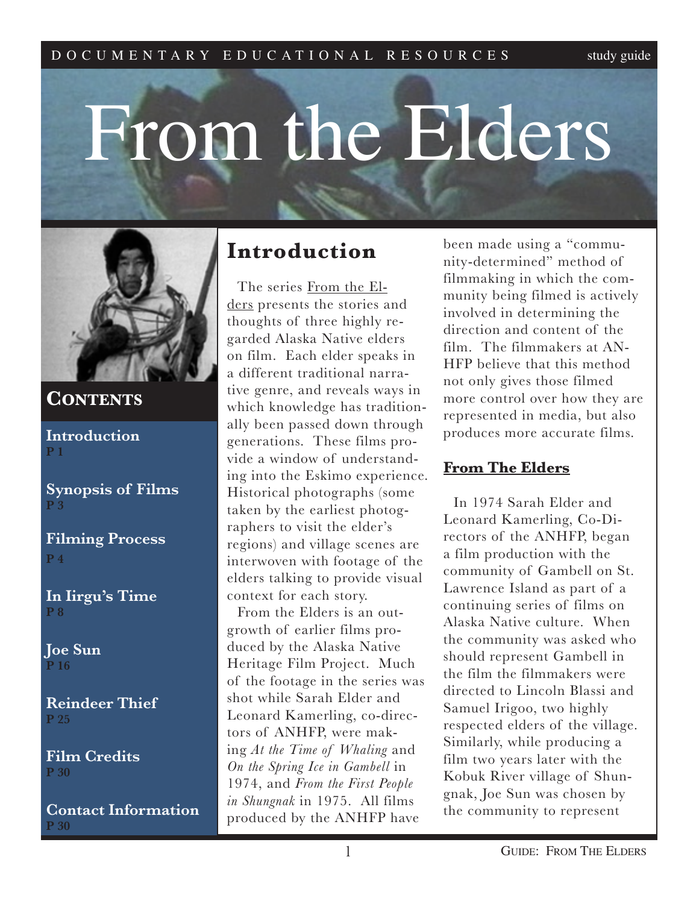DOCUMENTARY EDUCATIONAL RESOURCES — study guide

# From the Elders

## Contents

- **Introduction** P 1
- **Synopsis of Films** P 3
- **Filming Process** P 4
- **In Iirgu's Time** P 8
- **Joe Sun** P 16
- **Reindeer Thief** P 25
- **Film Credits** P 30
- **Contact Information** P 30

## Introduction

The series From the Elders presents the stories and thoughts of three highly regarded Alaska Native elders on film. Each elder speaks in a different traditional narrative genre, and reveals ways in which knowledge has traditionally been passed down through generations. These films provide a window of understanding into the Eskimo experience. Historical photographs (some taken by the earliest photographers to visit the elder's regions) and village scenes are interwoven with footage of the elders talking to provide visual context for each story.

From the Elders is an outgrowth of earlier films produced by the Alaska Native Heritage Film Project. Much of the footage in the series was shot while Sarah Elder and Leonard Kamerling, co-directors of ANHFP, were making *At the Time of Whaling* and *On the Spring Ice in Gambell* in 1974, and *From the First People in Shungnak* in 1975. All films produced by the ANHFP have been made using a "community-determined" method of filmmaking in which the community being filmed is actively involved in determining the direction and content of the film. The filmmakers at ANHFP believe that this method not only gives those filmed more control over how they are represented in media, but also produces more accurate films.

### From The Elders

In 1974 Sarah Elder and Leonard Kamerling, Co-Directors of the ANHFP, began a film production with the community of Gambell on St. Lawrence Island as part of a continuing series of films on Alaska Native culture. When the community was asked who should represent Gambell in the film the filmmakers were directed to Lincoln Blassi and Samuel Irigoo, two highly respected elders of the village. Similarly, while producing a film two years later with the Kobuk River village of Shungnak, Joe Sun was chosen by the community to represent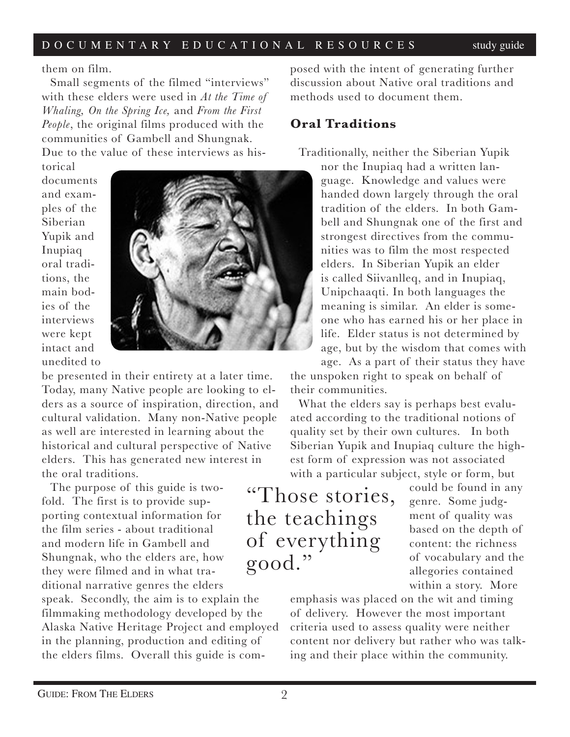them on film.

Small segments of the filmed "interviews" with these elders were used in *At the Time of Whaling, On the Spring Ice,* and *From the First People*, the original films produced with the communities of Gambell and Shungnak. Due to the value of these interviews as historical documents and examples of the Siberian Yupik and Inupiaq oral traditions, the main bodies of the interviews were kept intact and unedited to be presented in their entirety at a later time. Today, many Native people are looking to elders as a source of inspiration, direction, and cultural validation. Many non-Native people as well are interested in learning about the historical and cultural perspective of Native elders. This has generated new interest in the oral traditions.

The purpose of this guide is twofold. The first is to provide supporting contextual information for the film series - about traditional and modern life in Gambell and Shungnak, who the elders are, how they were filmed and in what traditional narrative genres the elders speak. Secondly, the aim is to explain the filmmaking methodology developed by the Alaska Native Heritage Project and employed in the planning, production and editing of the elders films. Overall this guide is composed with the intent of generating further discussion about Native oral traditions and methods used to document them.

## Oral Traditions

Traditionally, neither the Siberian Yupik nor the Inupiaq had a written language. Knowledge and values were handed down largely through the oral tradition of the elders. In both Gambell and Shungnak one of the first and strongest directives from the communities was to film the most respected elders. In Siberian Yupik an elder is called Siivanlleq, and in Inupiaq, Unipchaaqti. In both languages the meaning is similar. An elder is someone who has earned his or her place in life. Elder status is not determined by age, but by the wisdom that comes with age. As a part of their status they have the unspoken right to speak on behalf of their communities.

What the elders say is perhaps best evaluated according to the traditional notions of quality set by their own cultures. In both Siberian Yupik and Inupiaq culture the highest form of expression was not associated with a particular subject, style or form, but could be found in any genre. Some judgment of quality was based on the depth of content: the richness of vocabulary and the allegories contained within a story. More emphasis was placed on the wit and timing of delivery. However the most important criteria used to assess quality were neither content nor delivery but rather who was talking and their place within the community.

"Those stories, the teachings of everything good."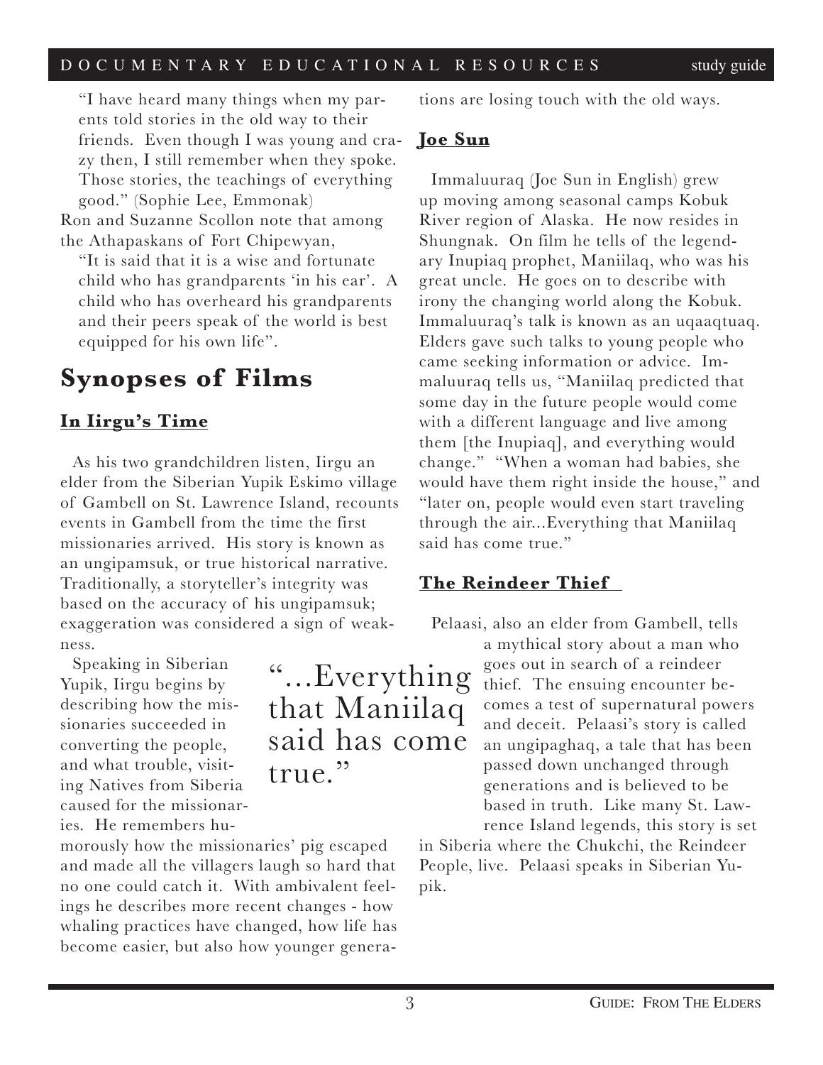> "I have heard many things when my parents told stories in the old way to their friends. Even though I was young and crazy then, I still remember when they spoke. Those stories, the teachings of everything good." (Sophie Lee, Emmonak)

Ron and Suzanne Scollon note that among the Athapaskans of Fort Chipewyan,

> "It is said that it is a wise and fortunate child who has grandparents 'in his ear'. A child who has overheard his grandparents and their peers speak of the world is best equipped for his own life".

# Synopses of Films

## In Iirgu's Time

As his two grandchildren listen, Iirgu an elder from the Siberian Yupik Eskimo village of Gambell on St. Lawrence Island, recounts events in Gambell from the time the first missionaries arrived. His story is known as an ungipamsuk, or true historical narrative. Traditionally, a storyteller's integrity was based on the accuracy of his ungipamsuk; exaggeration was considered a sign of weakness.

Speaking in Siberian Yupik, Iirgu begins by describing how the missionaries succeeded in converting the people, and what trouble, visiting Natives from Siberia caused for the missionaries. He remembers humorously how the missionaries' pig escaped and made all the villagers laugh so hard that no one could catch it. With ambivalent feelings he describes more recent changes - how whaling practices have changed, how life has become easier, but also how younger generations are losing touch with the old ways.

> "...Everything that Maniilaq said has come true."

## Joe Sun

Immaluuraq (Joe Sun in English) grew up moving among seasonal camps Kobuk River region of Alaska. He now resides in Shungnak. On film he tells of the legendary Inupiaq prophet, Maniilaq, who was his great uncle. He goes on to describe with irony the changing world along the Kobuk. Immaluuraq's talk is known as an uqaaqtuaq. Elders gave such talks to young people who came seeking information or advice. Immaluuraq tells us, "Maniilaq predicted that some day in the future people would come with a different language and live among them [the Inupiaq], and everything would change." "When a woman had babies, she would have them right inside the house," and "later on, people would even start traveling through the air...Everything that Maniilaq said has come true."

## The Reindeer Thief

Pelaasi, also an elder from Gambell, tells a mythical story about a man who goes out in search of a reindeer thief. The ensuing encounter becomes a test of supernatural powers and deceit. Pelaasi's story is called an ungipaghaq, a tale that has been passed down unchanged through generations and is believed to be based in truth. Like many St. Lawrence Island legends, this story is set in Siberia where the Chukchi, the Reindeer People, live. Pelaasi speaks in Siberian Yupik.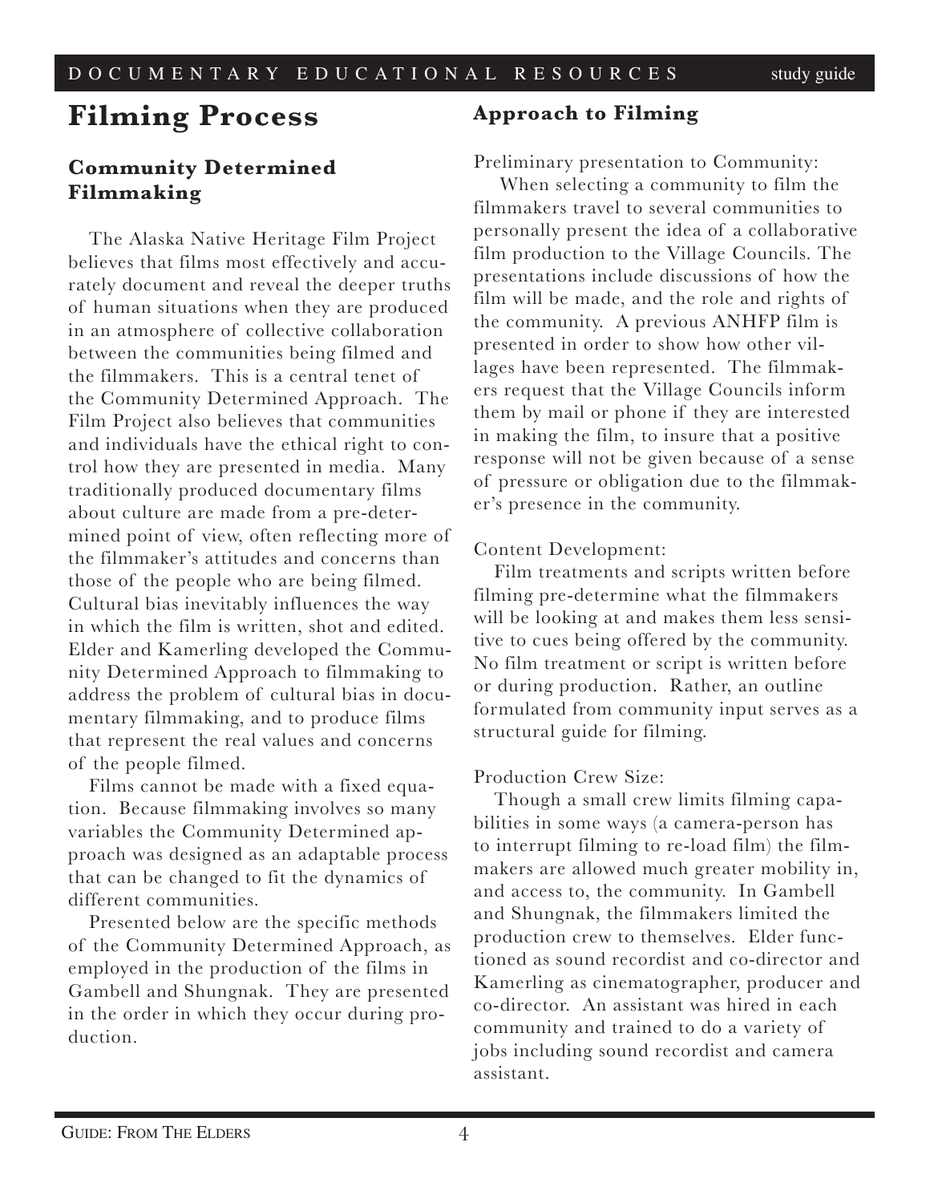# Filming Process

## Community Determined Filmmaking

The Alaska Native Heritage Film Project believes that films most effectively and accurately document and reveal the deeper truths of human situations when they are produced in an atmosphere of collective collaboration between the communities being filmed and the filmmakers. This is a central tenet of the Community Determined Approach. The Film Project also believes that communities and individuals have the ethical right to control how they are presented in media. Many traditionally produced documentary films about culture are made from a pre-determined point of view, often reflecting more of the filmmaker's attitudes and concerns than those of the people who are being filmed. Cultural bias inevitably influences the way in which the film is written, shot and edited. Elder and Kamerling developed the Community Determined Approach to filmmaking to address the problem of cultural bias in documentary filmmaking, and to produce films that represent the real values and concerns of the people filmed.

Films cannot be made with a fixed equation. Because filmmaking involves so many variables the Community Determined approach was designed as an adaptable process that can be changed to fit the dynamics of different communities.

Presented below are the specific methods of the Community Determined Approach, as employed in the production of the films in Gambell and Shungnak. They are presented in the order in which they occur during production.

## Approach to Filming

Preliminary presentation to Community:

When selecting a community to film the filmmakers travel to several communities to personally present the idea of a collaborative film production to the Village Councils. The presentations include discussions of how the film will be made, and the role and rights of the community. A previous ANHFP film is presented in order to show how other villages have been represented. The filmmakers request that the Village Councils inform them by mail or phone if they are interested in making the film, to insure that a positive response will not be given because of a sense of pressure or obligation due to the filmmaker's presence in the community.

Content Development:

Film treatments and scripts written before filming pre-determine what the filmmakers will be looking at and makes them less sensitive to cues being offered by the community. No film treatment or script is written before or during production. Rather, an outline formulated from community input serves as a structural guide for filming.

Production Crew Size:

Though a small crew limits filming capabilities in some ways (a camera-person has to interrupt filming to re-load film) the filmmakers are allowed much greater mobility in, and access to, the community. In Gambell and Shungnak, the filmmakers limited the production crew to themselves. Elder functioned as sound recordist and co-director and Kamerling as cinematographer, producer and co-director. An assistant was hired in each community and trained to do a variety of jobs including sound recordist and camera assistant.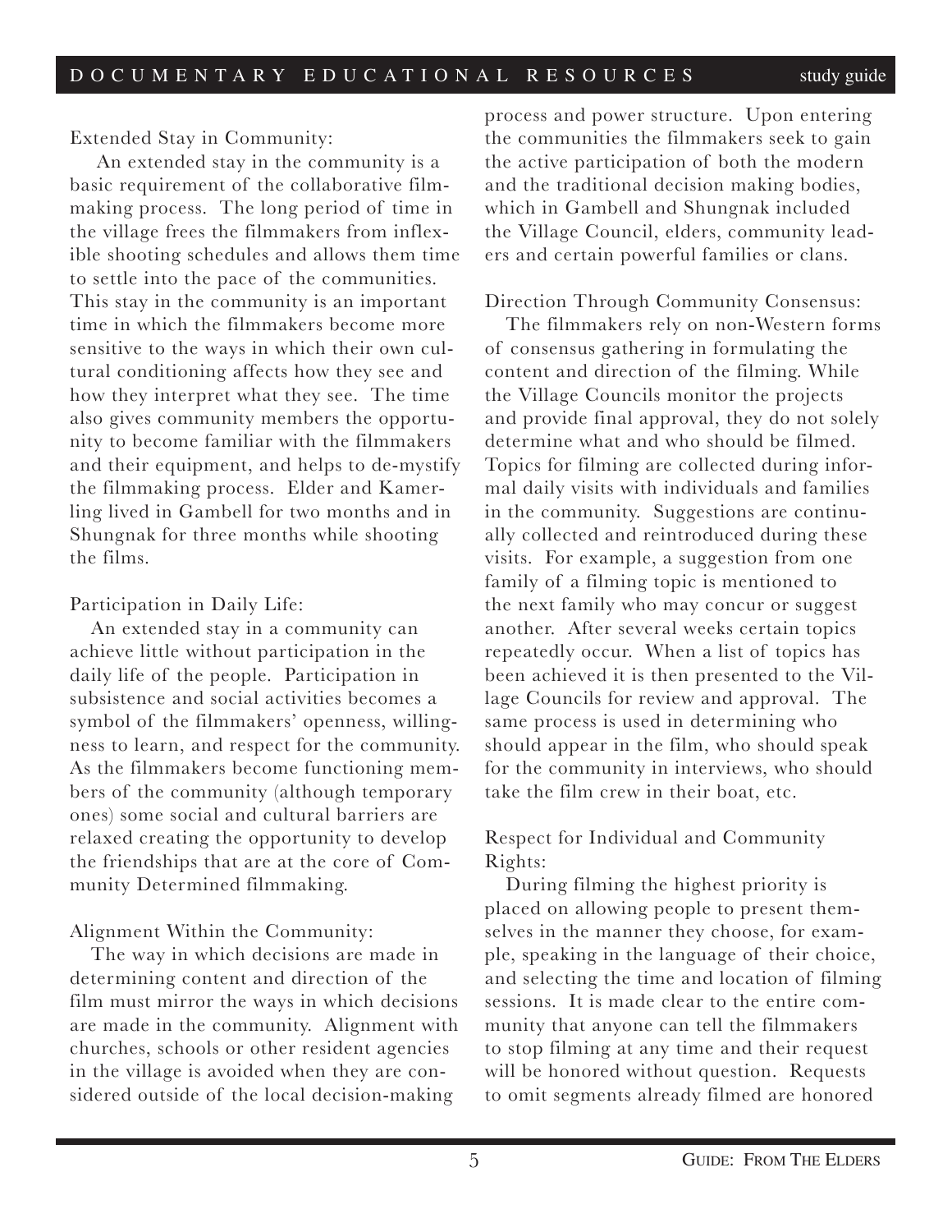Extended Stay in Community:

An extended stay in the community is a basic requirement of the collaborative filmmaking process. The long period of time in the village frees the filmmakers from inflexible shooting schedules and allows them time to settle into the pace of the communities. This stay in the community is an important time in which the filmmakers become more sensitive to the ways in which their own cultural conditioning affects how they see and how they interpret what they see. The time also gives community members the opportunity to become familiar with the filmmakers and their equipment, and helps to de-mystify the filmmaking process. Elder and Kamerling lived in Gambell for two months and in Shungnak for three months while shooting the films.

Participation in Daily Life:

An extended stay in a community can achieve little without participation in the daily life of the people. Participation in subsistence and social activities becomes a symbol of the filmmakers' openness, willingness to learn, and respect for the community. As the filmmakers become functioning members of the community (although temporary ones) some social and cultural barriers are relaxed creating the opportunity to develop the friendships that are at the core of Community Determined filmmaking.

Alignment Within the Community:

The way in which decisions are made in determining content and direction of the film must mirror the ways in which decisions are made in the community. Alignment with churches, schools or other resident agencies in the village is avoided when they are considered outside of the local decision-making process and power structure. Upon entering the communities the filmmakers seek to gain the active participation of both the modern and the traditional decision making bodies, which in Gambell and Shungnak included the Village Council, elders, community leaders and certain powerful families or clans.

Direction Through Community Consensus:

The filmmakers rely on non-Western forms of consensus gathering in formulating the content and direction of the filming. While the Village Councils monitor the projects and provide final approval, they do not solely determine what and who should be filmed. Topics for filming are collected during informal daily visits with individuals and families in the community. Suggestions are continually collected and reintroduced during these visits. For example, a suggestion from one family of a filming topic is mentioned to the next family who may concur or suggest another. After several weeks certain topics repeatedly occur. When a list of topics has been achieved it is then presented to the Village Councils for review and approval. The same process is used in determining who should appear in the film, who should speak for the community in interviews, who should take the film crew in their boat, etc.

Respect for Individual and Community Rights:

During filming the highest priority is placed on allowing people to present themselves in the manner they choose, for example, speaking in the language of their choice, and selecting the time and location of filming sessions. It is made clear to the entire community that anyone can tell the filmmakers to stop filming at any time and their request will be honored without question. Requests to omit segments already filmed are honored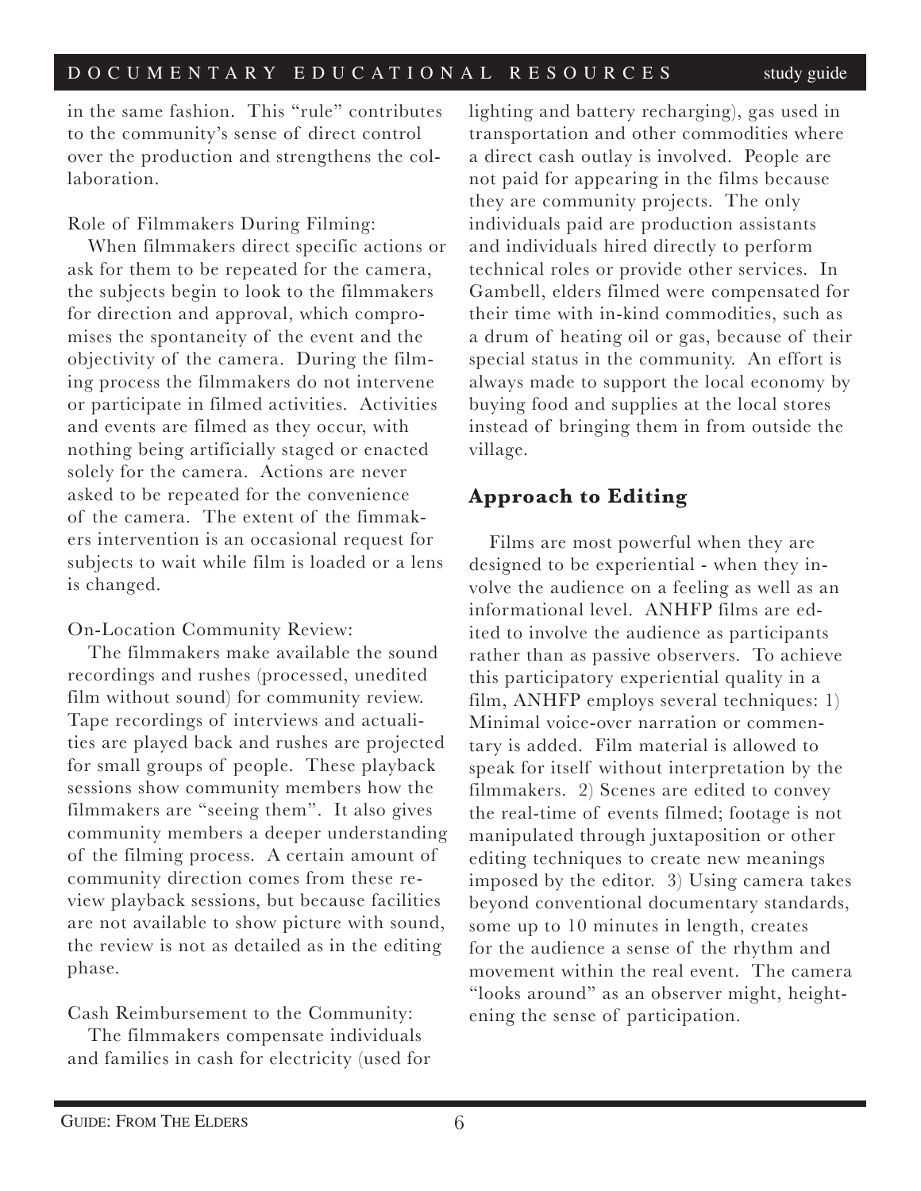in the same fashion. This "rule" contributes to the community's sense of direct control over the production and strengthens the collaboration.

Role of Filmmakers During Filming:

When filmmakers direct specific actions or ask for them to be repeated for the camera, the subjects begin to look to the filmmakers for direction and approval, which compromises the spontaneity of the event and the objectivity of the camera. During the filming process the filmmakers do not intervene or participate in filmed activities. Activities and events are filmed as they occur, with nothing being artificially staged or enacted solely for the camera. Actions are never asked to be repeated for the convenience of the camera. The extent of the fimmakers intervention is an occasional request for subjects to wait while film is loaded or a lens is changed.

On-Location Community Review:

The filmmakers make available the sound recordings and rushes (processed, unedited film without sound) for community review. Tape recordings of interviews and actualities are played back and rushes are projected for small groups of people. These playback sessions show community members how the filmmakers are "seeing them". It also gives community members a deeper understanding of the filming process. A certain amount of community direction comes from these review playback sessions, but because facilities are not available to show picture with sound, the review is not as detailed as in the editing phase.

Cash Reimbursement to the Community:

The filmmakers compensate individuals and families in cash for electricity (used for lighting and battery recharging), gas used in transportation and other commodities where a direct cash outlay is involved. People are not paid for appearing in the films because they are community projects. The only individuals paid are production assistants and individuals hired directly to perform technical roles or provide other services. In Gambell, elders filmed were compensated for their time with in-kind commodities, such as a drum of heating oil or gas, because of their special status in the community. An effort is always made to support the local economy by buying food and supplies at the local stores instead of bringing them in from outside the village.

## Approach to Editing

Films are most powerful when they are designed to be experiential - when they involve the audience on a feeling as well as an informational level. ANHFP films are edited to involve the audience as participants rather than as passive observers. To achieve this participatory experiential quality in a film, ANHFP employs several techniques: 1) Minimal voice-over narration or commentary is added. Film material is allowed to speak for itself without interpretation by the filmmakers. 2) Scenes are edited to convey the real-time of events filmed; footage is not manipulated through juxtaposition or other editing techniques to create new meanings imposed by the editor. 3) Using camera takes beyond conventional documentary standards, some up to 10 minutes in length, creates for the audience a sense of the rhythm and movement within the real event. The camera "looks around" as an observer might, heightening the sense of participation.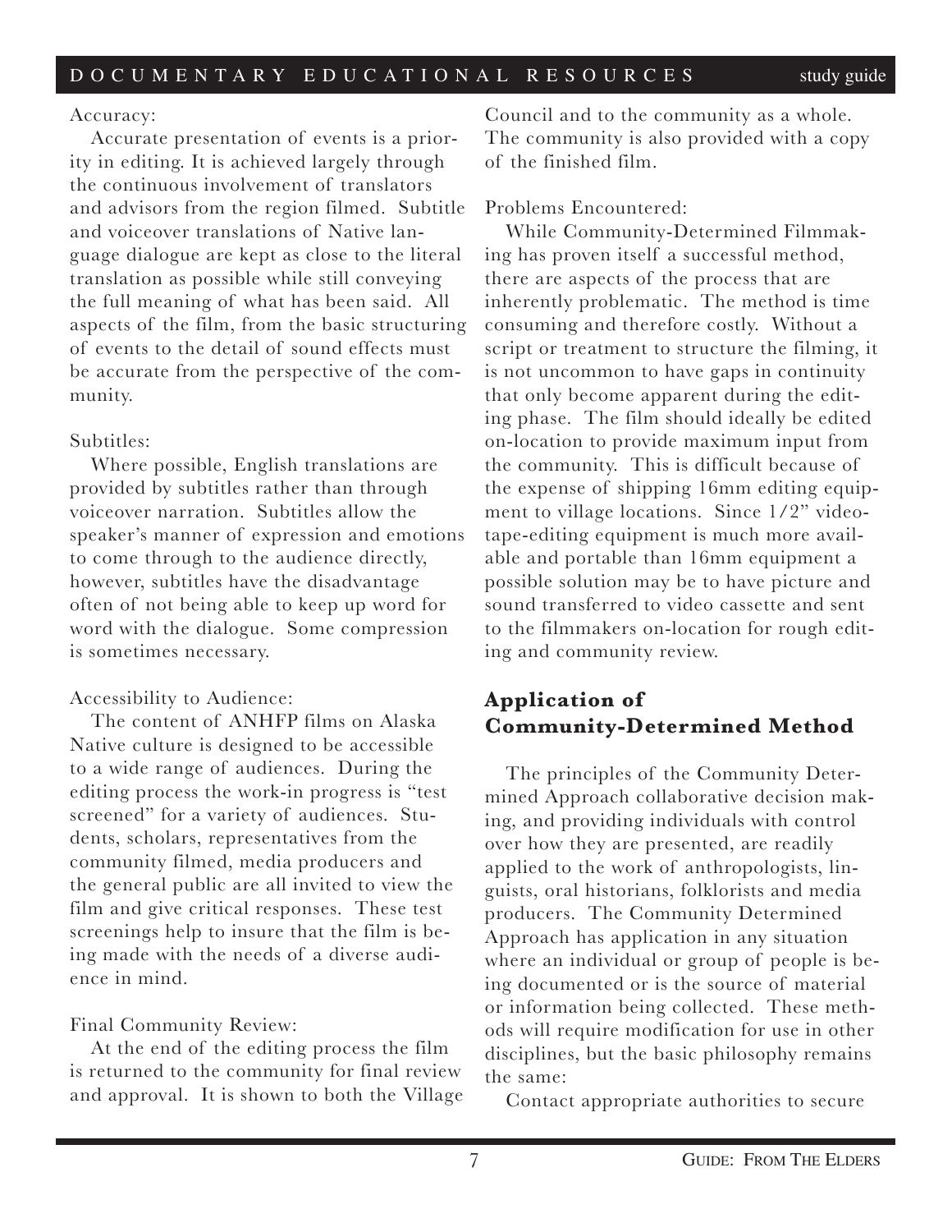Accuracy:

Accurate presentation of events is a priority in editing. It is achieved largely through the continuous involvement of translators and advisors from the region filmed. Subtitle and voiceover translations of Native language dialogue are kept as close to the literal translation as possible while still conveying the full meaning of what has been said. All aspects of the film, from the basic structuring of events to the detail of sound effects must be accurate from the perspective of the community.

Subtitles:

Where possible, English translations are provided by subtitles rather than through voiceover narration. Subtitles allow the speaker's manner of expression and emotions to come through to the audience directly, however, subtitles have the disadvantage often of not being able to keep up word for word with the dialogue. Some compression is sometimes necessary.

Accessibility to Audience:

The content of ANHFP films on Alaska Native culture is designed to be accessible to a wide range of audiences. During the editing process the work-in progress is "test screened" for a variety of audiences. Students, scholars, representatives from the community filmed, media producers and the general public are all invited to view the film and give critical responses. These test screenings help to insure that the film is being made with the needs of a diverse audience in mind.

Final Community Review:

At the end of the editing process the film is returned to the community for final review and approval. It is shown to both the Village Council and to the community as a whole. The community is also provided with a copy of the finished film.

Problems Encountered:

While Community-Determined Filmmaking has proven itself a successful method, there are aspects of the process that are inherently problematic. The method is time consuming and therefore costly. Without a script or treatment to structure the filming, it is not uncommon to have gaps in continuity that only become apparent during the editing phase. The film should ideally be edited on-location to provide maximum input from the community. This is difficult because of the expense of shipping 16mm editing equipment to village locations. Since 1/2" videotape-editing equipment is much more available and portable than 16mm equipment a possible solution may be to have picture and sound transferred to video cassette and sent to the filmmakers on-location for rough editing and community review.

## Application of Community-Determined Method

The principles of the Community Determined Approach collaborative decision making, and providing individuals with control over how they are presented, are readily applied to the work of anthropologists, linguists, oral historians, folklorists and media producers. The Community Determined Approach has application in any situation where an individual or group of people is being documented or is the source of material or information being collected. These methods will require modification for use in other disciplines, but the basic philosophy remains the same:

Contact appropriate authorities to secure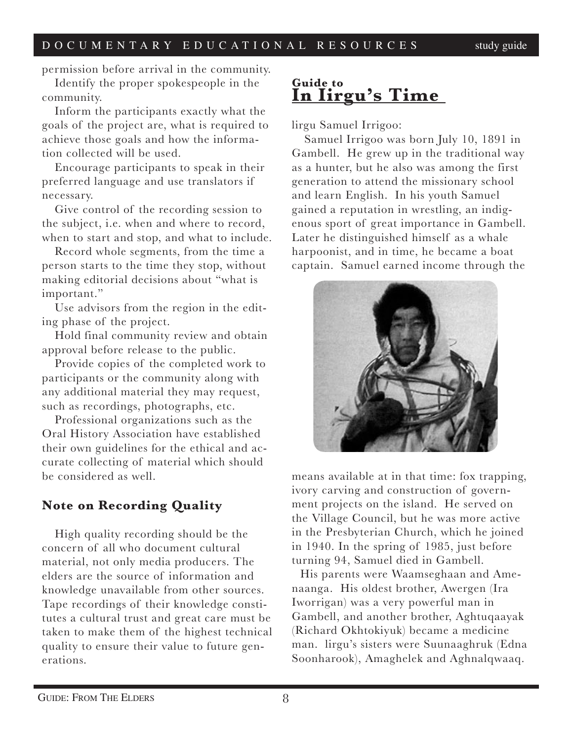permission before arrival in the community.

Identify the proper spokespeople in the community.

Inform the participants exactly what the goals of the project are, what is required to achieve those goals and how the information collected will be used.

Encourage participants to speak in their preferred language and use translators if necessary.

Give control of the recording session to the subject, i.e. when and where to record, when to start and stop, and what to include.

Record whole segments, from the time a person starts to the time they stop, without making editorial decisions about "what is important."

Use advisors from the region in the editing phase of the project.

Hold final community review and obtain approval before release to the public.

Provide copies of the completed work to participants or the community along with any additional material they may request, such as recordings, photographs, etc.

Professional organizations such as the Oral History Association have established their own guidelines for the ethical and accurate collecting of material which should be considered as well.

### Note on Recording Quality

High quality recording should be the concern of all who document cultural material, not only media producers. The elders are the source of information and knowledge unavailable from other sources. Tape recordings of their knowledge constitutes a cultural trust and great care must be taken to make them of the highest technical quality to ensure their value to future generations.

## Guide to In Iirgu's Time

Iirgu Samuel Irrigoo:

Samuel Irrigoo was born July 10, 1891 in Gambell. He grew up in the traditional way as a hunter, but he also was among the first generation to attend the missionary school and learn English. In his youth Samuel gained a reputation in wrestling, an indigenous sport of great importance in Gambell. Later he distinguished himself as a whale harpoonist, and in time, he became a boat captain. Samuel earned income through the means available at in that time: fox trapping, ivory carving and construction of government projects on the island. He served on the Village Council, but he was more active in the Presbyterian Church, which he joined in 1940. In the spring of 1985, just before turning 94, Samuel died in Gambell.

His parents were Waamseghaan and Amenaanga. His oldest brother, Awergen (Ira Iworrigan) was a very powerful man in Gambell, and another brother, Aghtuqaayak (Richard Okhtokiyuk) became a medicine man. Iirgu's sisters were Suunaaghruk (Edna Soonharook), Amaghelek and Aghnalqwaaq.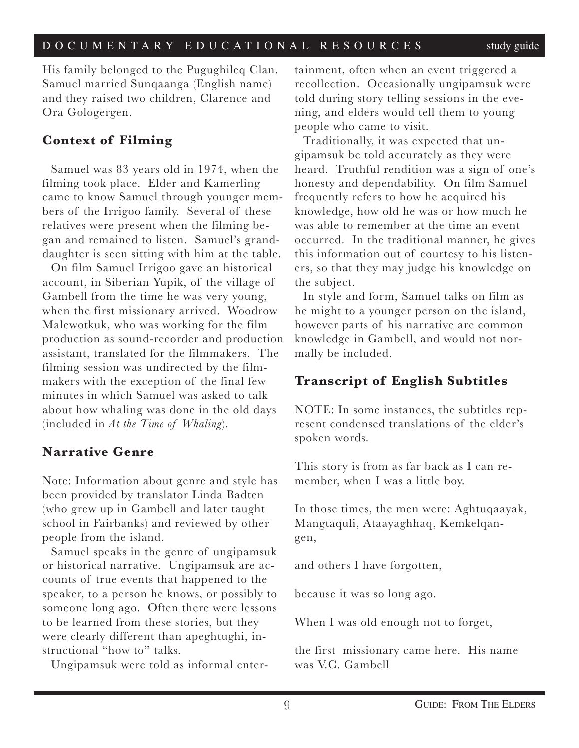His family belonged to the Pugughileq Clan. Samuel married Sunqaanga (English name) and they raised two children, Clarence and Ora Gologergen.

### Context of Filming

Samuel was 83 years old in 1974, when the filming took place. Elder and Kamerling came to know Samuel through younger members of the Irrigoo family. Several of these relatives were present when the filming began and remained to listen. Samuel's granddaughter is seen sitting with him at the table.

On film Samuel Irrigoo gave an historical account, in Siberian Yupik, of the village of Gambell from the time he was very young, when the first missionary arrived. Woodrow Malewotkuk, who was working for the film production as sound-recorder and production assistant, translated for the filmmakers. The filming session was undirected by the filmmakers with the exception of the final few minutes in which Samuel was asked to talk about how whaling was done in the old days (included in *At the Time of Whaling*).

### Narrative Genre

Note: Information about genre and style has been provided by translator Linda Badten (who grew up in Gambell and later taught school in Fairbanks) and reviewed by other people from the island.

Samuel speaks in the genre of ungipamsuk or historical narrative. Ungipamsuk are accounts of true events that happened to the speaker, to a person he knows, or possibly to someone long ago. Often there were lessons to be learned from these stories, but they were clearly different than apeghtughi, instructional "how to" talks.

Ungipamsuk were told as informal entertainment, often when an event triggered a recollection. Occasionally ungipamsuk were told during story telling sessions in the evening, and elders would tell them to young people who came to visit.

Traditionally, it was expected that ungipamsuk be told accurately as they were heard. Truthful rendition was a sign of one's honesty and dependability. On film Samuel frequently refers to how he acquired his knowledge, how old he was or how much he was able to remember at the time an event occurred. In the traditional manner, he gives this information out of courtesy to his listeners, so that they may judge his knowledge on the subject.

In style and form, Samuel talks on film as he might to a younger person on the island, however parts of his narrative are common knowledge in Gambell, and would not normally be included.

### Transcript of English Subtitles

NOTE: In some instances, the subtitles represent condensed translations of the elder's spoken words.

This story is from as far back as I can remember, when I was a little boy.

In those times, the men were: Aghtuqaayak, Mangtaquli, Ataayaghhaq, Kemkelqangen,

and others I have forgotten,

because it was so long ago.

When I was old enough not to forget,

the first missionary came here. His name was V.C. Gambell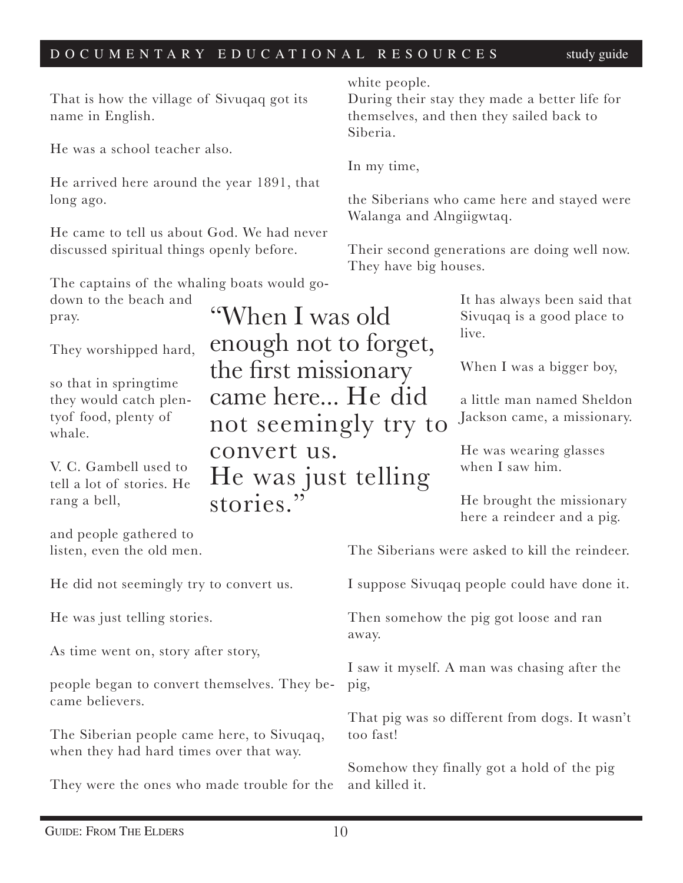That is how the village of Sivuqaq got its name in English.

He was a school teacher also.

He arrived here around the year 1891, that long ago.

He came to tell us about God. We had never discussed spiritual things openly before.

The captains of the whaling boats would go-down to the beach and pray.

They worshipped hard,

so that in springtime they would catch plentyof food, plenty of whale.

V. C. Gambell used to tell a lot of stories. He rang a bell,

and people gathered to listen, even the old men.

He did not seemingly try to convert us.

He was just telling stories.

As time went on, story after story,

people began to convert themselves. They became believers.

The Siberian people came here, to Sivuqaq, when they had hard times over that way.

They were the ones who made trouble for the white people.

During their stay they made a better life for themselves, and then they sailed back to Siberia.

In my time,

the Siberians who came here and stayed were Walanga and Alngiigwtaq.

Their second generations are doing well now. They have big houses.

> "When I was old enough not to forget, the first missionary came here... He did not seemingly try to convert us. He was just telling stories."

It has always been said that Sivuqaq is a good place to live.

When I was a bigger boy,

a little man named Sheldon Jackson came, a missionary.

He was wearing glasses when I saw him.

He brought the missionary here a reindeer and a pig.

The Siberians were asked to kill the reindeer.

I suppose Sivuqaq people could have done it.

Then somehow the pig got loose and ran away.

I saw it myself. A man was chasing after the pig,

That pig was so different from dogs. It wasn't too fast!

Somehow they finally got a hold of the pig and killed it.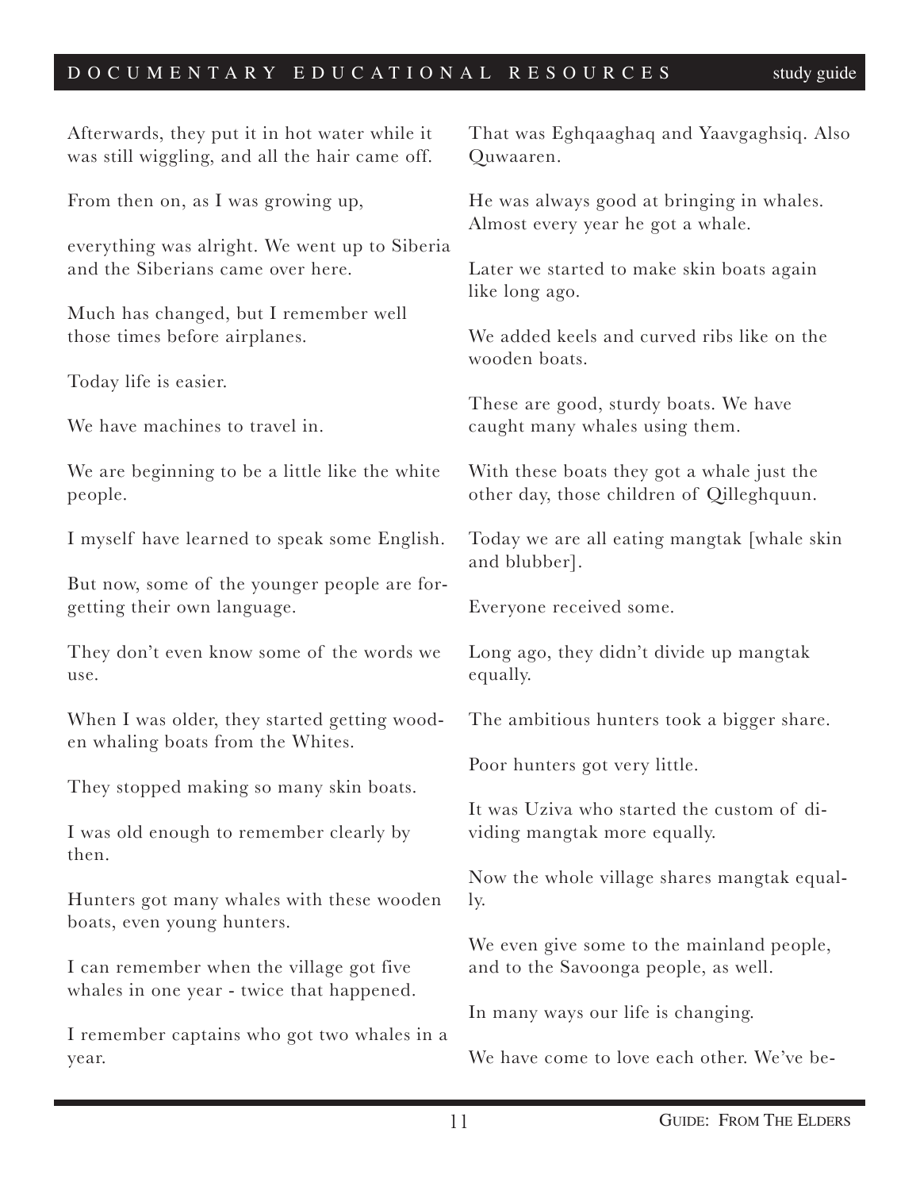Afterwards, they put it in hot water while it was still wiggling, and all the hair came off.

From then on, as I was growing up,

everything was alright. We went up to Siberia and the Siberians came over here.

Much has changed, but I remember well those times before airplanes.

Today life is easier.

We have machines to travel in.

We are beginning to be a little like the white people.

I myself have learned to speak some English.

But now, some of the younger people are forgetting their own language.

They don't even know some of the words we use.

When I was older, they started getting wooden whaling boats from the Whites.

They stopped making so many skin boats.

I was old enough to remember clearly by then.

Hunters got many whales with these wooden boats, even young hunters.

I can remember when the village got five whales in one year - twice that happened.

I remember captains who got two whales in a year.

That was Eghqaaghaq and Yaavgaghsiq. Also Quwaaren.

He was always good at bringing in whales. Almost every year he got a whale.

Later we started to make skin boats again like long ago.

We added keels and curved ribs like on the wooden boats.

These are good, sturdy boats. We have caught many whales using them.

With these boats they got a whale just the other day, those children of Qilleghquun.

Today we are all eating mangtak [whale skin and blubber].

Everyone received some.

Long ago, they didn't divide up mangtak equally.

The ambitious hunters took a bigger share.

Poor hunters got very little.

It was Uziva who started the custom of dividing mangtak more equally.

Now the whole village shares mangtak equally.

We even give some to the mainland people, and to the Savoonga people, as well.

In many ways our life is changing.

We have come to love each other. We've be-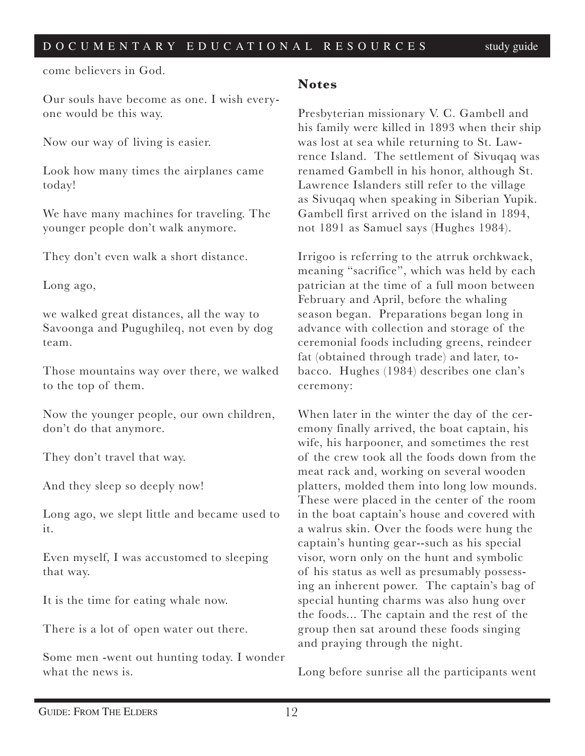come believers in God.

Our souls have become as one. I wish everyone would be this way.

Now our way of living is easier.

Look how many times the airplanes came today!

We have many machines for traveling. The younger people don't walk anymore.

They don't even walk a short distance.

Long ago,

we walked great distances, all the way to Savoonga and Pugughileq, not even by dog team.

Those mountains way over there, we walked to the top of them.

Now the younger people, our own children, don't do that anymore.

They don't travel that way.

And they sleep so deeply now!

Long ago, we slept little and became used to it.

Even myself, I was accustomed to sleeping that way.

It is the time for eating whale now.

There is a lot of open water out there.

Some men -went out hunting today. I wonder what the news is.

## Notes

Presbyterian missionary V. C. Gambell and his family were killed in 1893 when their ship was lost at sea while returning to St. Lawrence Island. The settlement of Sivuqaq was renamed Gambell in his honor, although St. Lawrence Islanders still refer to the village as Sivuqaq when speaking in Siberian Yupik. Gambell first arrived on the island in 1894, not 1891 as Samuel says (Hughes 1984).

Irrigoo is referring to the atrruk orchkwaek, meaning "sacrifice", which was held by each patrician at the time of a full moon between February and April, before the whaling season began. Preparations began long in advance with collection and storage of the ceremonial foods including greens, reindeer fat (obtained through trade) and later, tobacco. Hughes (1984) describes one clan's ceremony:

When later in the winter the day of the ceremony finally arrived, the boat captain, his wife, his harpooner, and sometimes the rest of the crew took all the foods down from the meat rack and, working on several wooden platters, molded them into long low mounds. These were placed in the center of the room in the boat captain's house and covered with a walrus skin. Over the foods were hung the captain's hunting gear--such as his special visor, worn only on the hunt and symbolic of his status as well as presumably possessing an inherent power. The captain's bag of special hunting charms was also hung over the foods... The captain and the rest of the group then sat around these foods singing and praying through the night.

Long before sunrise all the participants went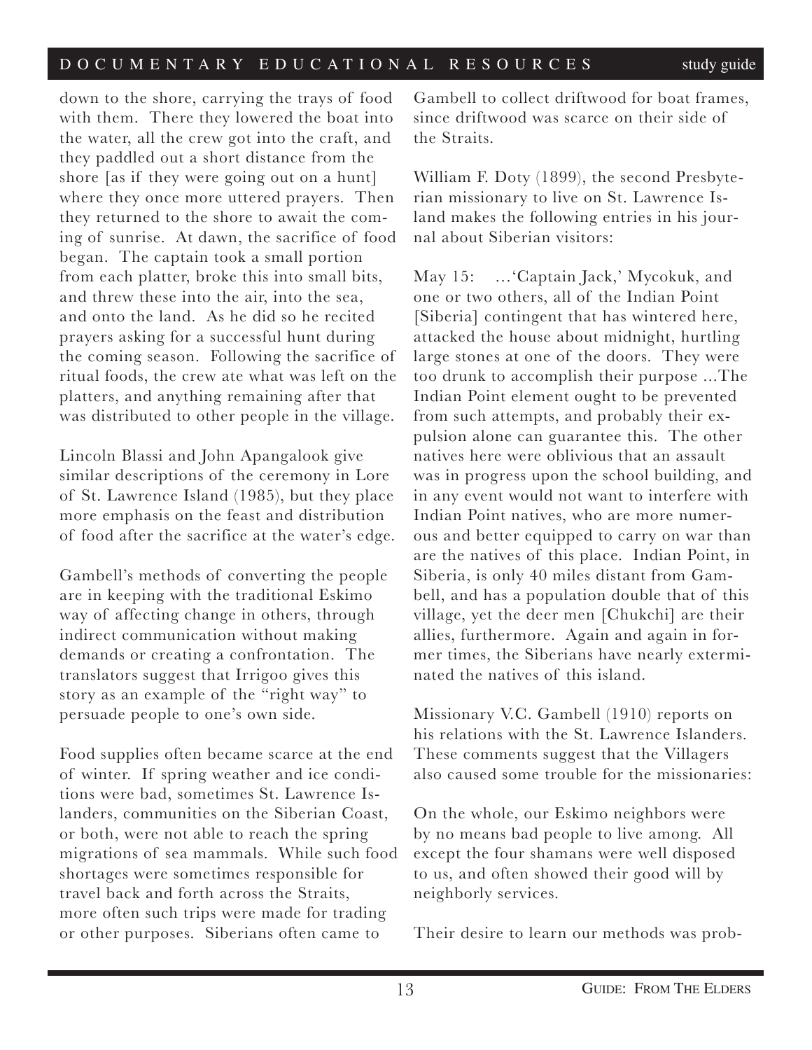down to the shore, carrying the trays of food with them. There they lowered the boat into the water, all the crew got into the craft, and they paddled out a short distance from the shore [as if they were going out on a hunt] where they once more uttered prayers. Then they returned to the shore to await the coming of sunrise. At dawn, the sacrifice of food began. The captain took a small portion from each platter, broke this into small bits, and threw these into the air, into the sea, and onto the land. As he did so he recited prayers asking for a successful hunt during the coming season. Following the sacrifice of ritual foods, the crew ate what was left on the platters, and anything remaining after that was distributed to other people in the village.

Lincoln Blassi and John Apangalook give similar descriptions of the ceremony in Lore of St. Lawrence Island (1985), but they place more emphasis on the feast and distribution of food after the sacrifice at the water's edge.

Gambell's methods of converting the people are in keeping with the traditional Eskimo way of affecting change in others, through indirect communication without making demands or creating a confrontation. The translators suggest that Irrigoo gives this story as an example of the "right way" to persuade people to one's own side.

Food supplies often became scarce at the end of winter. If spring weather and ice conditions were bad, sometimes St. Lawrence Islanders, communities on the Siberian Coast, or both, were not able to reach the spring migrations of sea mammals. While such food shortages were sometimes responsible for travel back and forth across the Straits, more often such trips were made for trading or other purposes. Siberians often came to Gambell to collect driftwood for boat frames, since driftwood was scarce on their side of the Straits.

William F. Doty (1899), the second Presbyterian missionary to live on St. Lawrence Island makes the following entries in his journal about Siberian visitors:

May 15: …'Captain Jack,' Mycokuk, and one or two others, all of the Indian Point [Siberia] contingent that has wintered here, attacked the house about midnight, hurtling large stones at one of the doors. They were too drunk to accomplish their purpose ...The Indian Point element ought to be prevented from such attempts, and probably their expulsion alone can guarantee this. The other natives here were oblivious that an assault was in progress upon the school building, and in any event would not want to interfere with Indian Point natives, who are more numerous and better equipped to carry on war than are the natives of this place. Indian Point, in Siberia, is only 40 miles distant from Gambell, and has a population double that of this village, yet the deer men [Chukchi] are their allies, furthermore. Again and again in former times, the Siberians have nearly exterminated the natives of this island.

Missionary V.C. Gambell (1910) reports on his relations with the St. Lawrence Islanders. These comments suggest that the Villagers also caused some trouble for the missionaries:

On the whole, our Eskimo neighbors were by no means bad people to live among. All except the four shamans were well disposed to us, and often showed their good will by neighborly services.

Their desire to learn our methods was prob-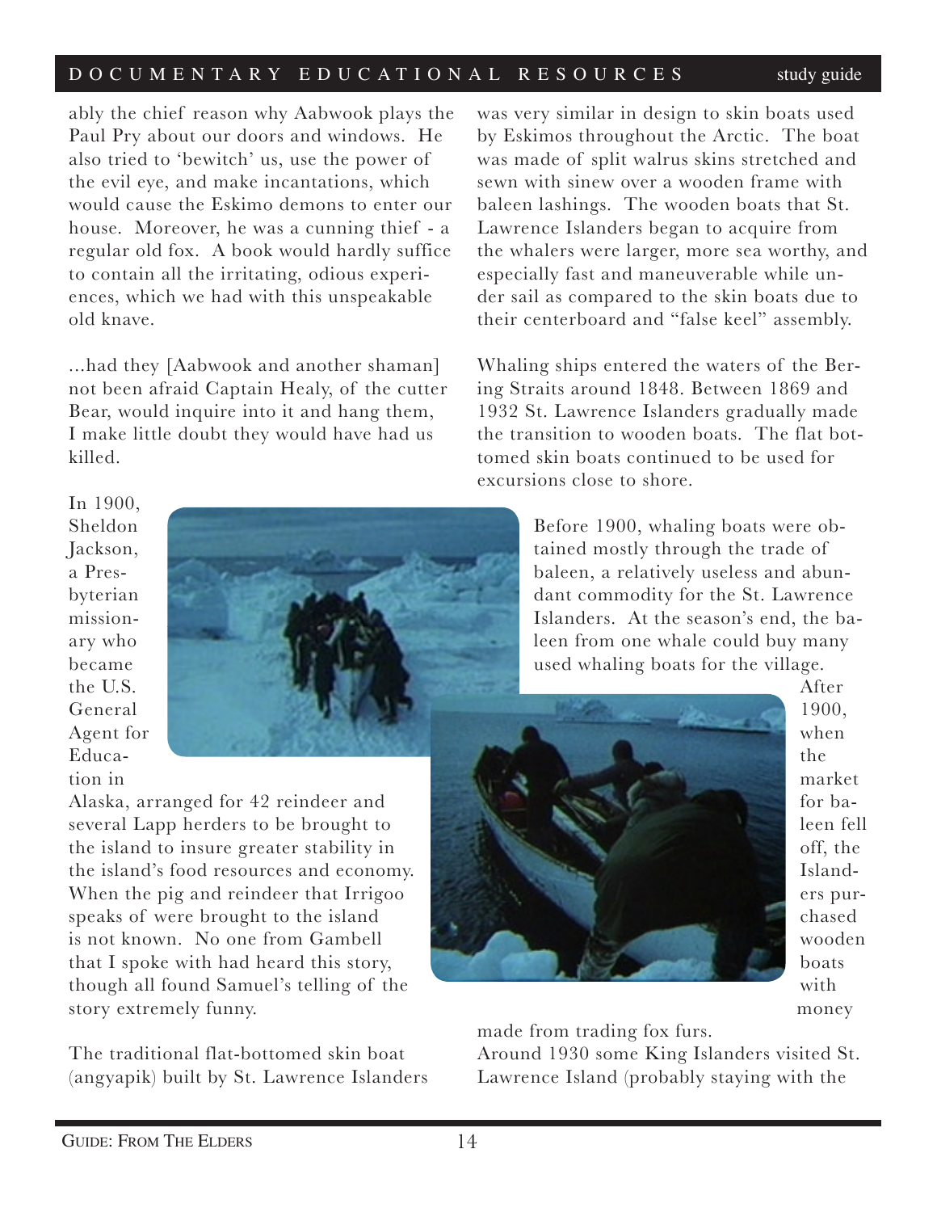ably the chief reason why Aabwook plays the Paul Pry about our doors and windows. He also tried to 'bewitch' us, use the power of the evil eye, and make incantations, which would cause the Eskimo demons to enter our house. Moreover, he was a cunning thief - a regular old fox. A book would hardly suffice to contain all the irritating, odious experiences, which we had with this unspeakable old knave.

...had they [Aabwook and another shaman] not been afraid Captain Healy, of the cutter Bear, would inquire into it and hang them, I make little doubt they would have had us killed.

In 1900, Sheldon Jackson, a Presbyterian missionary who became the U.S. General Agent for Education in Alaska, arranged for 42 reindeer and several Lapp herders to be brought to the island to insure greater stability in the island's food resources and economy. When the pig and reindeer that Irrigoo speaks of were brought to the island is not known. No one from Gambell that I spoke with had heard this story, though all found Samuel's telling of the story extremely funny.

The traditional flat-bottomed skin boat (angyapik) built by St. Lawrence Islanders was very similar in design to skin boats used by Eskimos throughout the Arctic. The boat was made of split walrus skins stretched and sewn with sinew over a wooden frame with baleen lashings. The wooden boats that St. Lawrence Islanders began to acquire from the whalers were larger, more sea worthy, and especially fast and maneuverable while under sail as compared to the skin boats due to their centerboard and "false keel" assembly.

Whaling ships entered the waters of the Bering Straits around 1848. Between 1869 and 1932 St. Lawrence Islanders gradually made the transition to wooden boats. The flat bottomed skin boats continued to be used for excursions close to shore.

Before 1900, whaling boats were obtained mostly through the trade of baleen, a relatively useless and abundant commodity for the St. Lawrence Islanders. At the season's end, the baleen from one whale could buy many used whaling boats for the village. After 1900, when the market for baleen fell off, the Islanders purchased wooden boats with money made from trading fox furs.

Around 1930 some King Islanders visited St. Lawrence Island (probably staying with the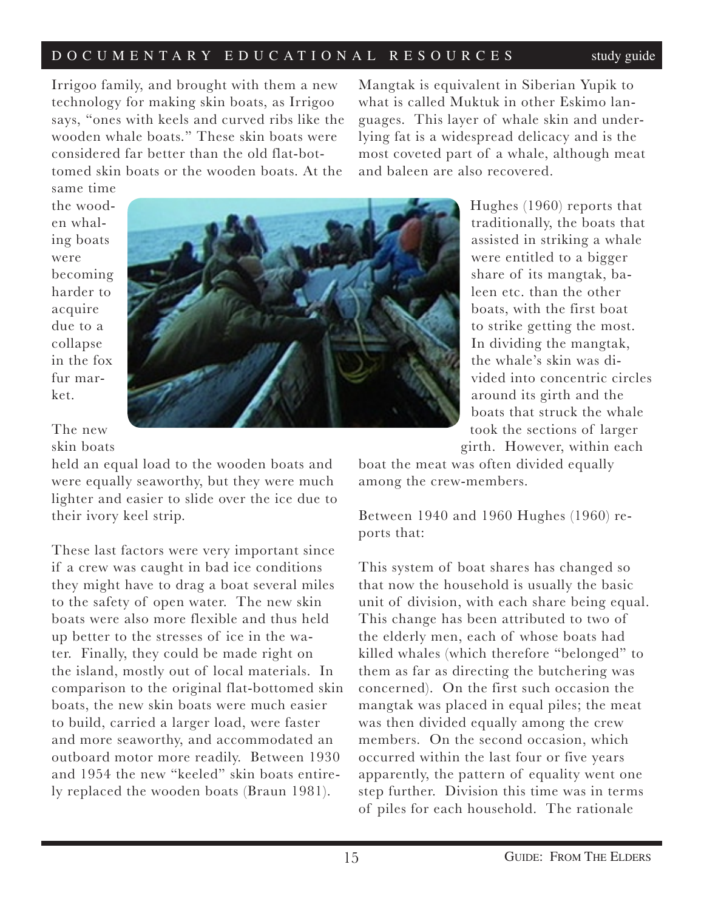Irrigoo family, and brought with them a new technology for making skin boats, as Irrigoo says, "ones with keels and curved ribs like the wooden whale boats." These skin boats were considered far better than the old flat-bottomed skin boats or the wooden boats. At the same time the wooden whaling boats were becoming harder to acquire due to a collapse in the fox fur market.

The new skin boats held an equal load to the wooden boats and were equally seaworthy, but they were much lighter and easier to slide over the ice due to their ivory keel strip.

These last factors were very important since if a crew was caught in bad ice conditions they might have to drag a boat several miles to the safety of open water. The new skin boats were also more flexible and thus held up better to the stresses of ice in the water. Finally, they could be made right on the island, mostly out of local materials. In comparison to the original flat-bottomed skin boats, the new skin boats were much easier to build, carried a larger load, were faster and more seaworthy, and accommodated an outboard motor more readily. Between 1930 and 1954 the new "keeled" skin boats entirely replaced the wooden boats (Braun 1981).

Mangtak is equivalent in Siberian Yupik to what is called Muktuk in other Eskimo languages. This layer of whale skin and underlying fat is a widespread delicacy and is the most coveted part of a whale, although meat and baleen are also recovered.

Hughes (1960) reports that traditionally, the boats that assisted in striking a whale were entitled to a bigger share of its mangtak, baleen etc. than the other boats, with the first boat to strike getting the most. In dividing the mangtak, the whale's skin was divided into concentric circles around its girth and the boats that struck the whale took the sections of larger girth. However, within each boat the meat was often divided equally among the crew-members.

Between 1940 and 1960 Hughes (1960) reports that:

This system of boat shares has changed so that now the household is usually the basic unit of division, with each share being equal. This change has been attributed to two of the elderly men, each of whose boats had killed whales (which therefore "belonged" to them as far as directing the butchering was concerned). On the first such occasion the mangtak was placed in equal piles; the meat was then divided equally among the crew members. On the second occasion, which occurred within the last four or five years apparently, the pattern of equality went one step further. Division this time was in terms of piles for each household. The rationale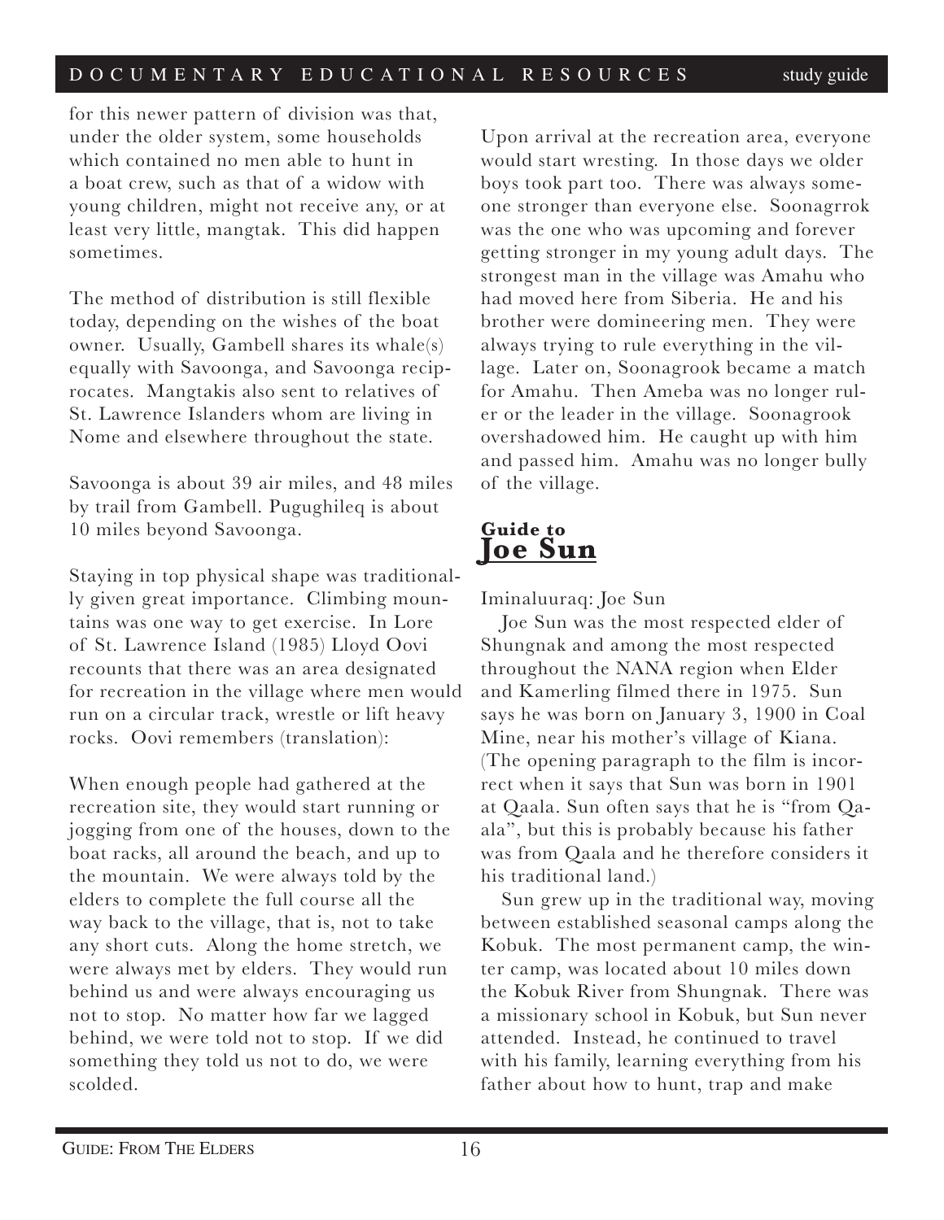for this newer pattern of division was that, under the older system, some households which contained no men able to hunt in a boat crew, such as that of a widow with young children, might not receive any, or at least very little, mangtak. This did happen sometimes.

The method of distribution is still flexible today, depending on the wishes of the boat owner. Usually, Gambell shares its whale(s) equally with Savoonga, and Savoonga reciprocates. Mangtakis also sent to relatives of St. Lawrence Islanders whom are living in Nome and elsewhere throughout the state.

Savoonga is about 39 air miles, and 48 miles by trail from Gambell. Pugughileq is about 10 miles beyond Savoonga.

Staying in top physical shape was traditionally given great importance. Climbing mountains was one way to get exercise. In Lore of St. Lawrence Island (1985) Lloyd Oovi recounts that there was an area designated for recreation in the village where men would run on a circular track, wrestle or lift heavy rocks. Oovi remembers (translation):

When enough people had gathered at the recreation site, they would start running or jogging from one of the houses, down to the boat racks, all around the beach, and up to the mountain. We were always told by the elders to complete the full course all the way back to the village, that is, not to take any short cuts. Along the home stretch, we were always met by elders. They would run behind us and were always encouraging us not to stop. No matter how far we lagged behind, we were told not to stop. If we did something they told us not to do, we were scolded.

Upon arrival at the recreation area, everyone would start wresting. In those days we older boys took part too. There was always someone stronger than everyone else. Soonagrrok was the one who was upcoming and forever getting stronger in my young adult days. The strongest man in the village was Amahu who had moved here from Siberia. He and his brother were domineering men. They were always trying to rule everything in the village. Later on, Soonagrook became a match for Amahu. Then Ameba was no longer ruler or the leader in the village. Soonagrook overshadowed him. He caught up with him and passed him. Amahu was no longer bully of the village.

## Guide to Joe Sun

Iminaluuraq: Joe Sun

Joe Sun was the most respected elder of Shungnak and among the most respected throughout the NANA region when Elder and Kamerling filmed there in 1975. Sun says he was born on January 3, 1900 in Coal Mine, near his mother's village of Kiana. (The opening paragraph to the film is incorrect when it says that Sun was born in 1901 at Qaala. Sun often says that he is "from Qaala", but this is probably because his father was from Qaala and he therefore considers it his traditional land.)

Sun grew up in the traditional way, moving between established seasonal camps along the Kobuk. The most permanent camp, the winter camp, was located about 10 miles down the Kobuk River from Shungnak. There was a missionary school in Kobuk, but Sun never attended. Instead, he continued to travel with his family, learning everything from his father about how to hunt, trap and make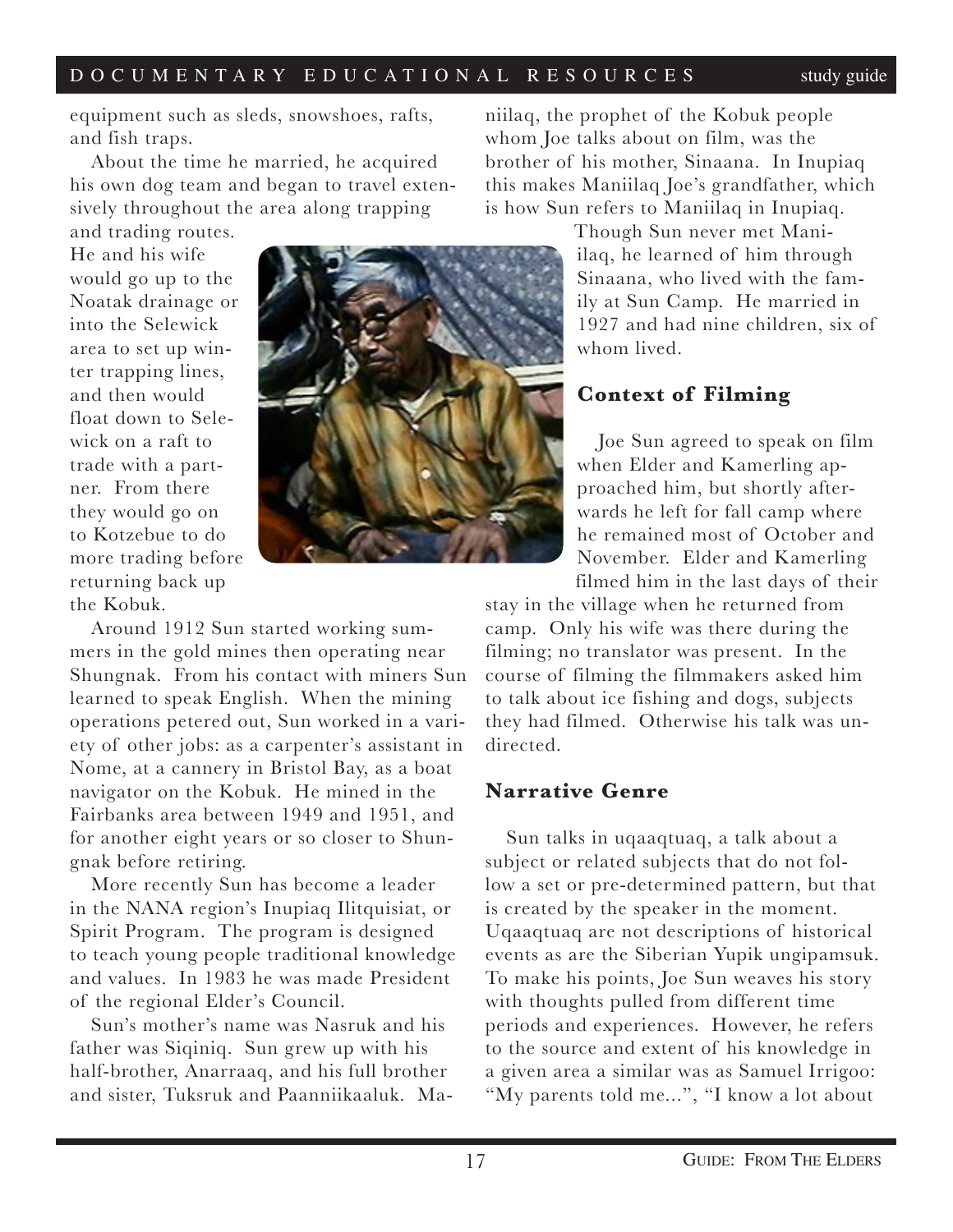equipment such as sleds, snowshoes, rafts, and fish traps.

About the time he married, he acquired his own dog team and began to travel extensively throughout the area along trapping and trading routes. He and his wife would go up to the Noatak drainage or into the Selewick area to set up winter trapping lines, and then would float down to Selewick on a raft to trade with a partner. From there they would go on to Kotzebue to do more trading before returning back up the Kobuk.

Around 1912 Sun started working summers in the gold mines then operating near Shungnak. From his contact with miners Sun learned to speak English. When the mining operations petered out, Sun worked in a variety of other jobs: as a carpenter's assistant in Nome, at a cannery in Bristol Bay, as a boat navigator on the Kobuk. He mined in the Fairbanks area between 1949 and 1951, and for another eight years or so closer to Shungnak before retiring.

More recently Sun has become a leader in the NANA region's Inupiaq Ilitquisiat, or Spirit Program. The program is designed to teach young people traditional knowledge and values. In 1983 he was made President of the regional Elder's Council.

Sun's mother's name was Nasruk and his father was Siqiniq. Sun grew up with his half-brother, Anarraaq, and his full brother and sister, Tuksruk and Paanniikaaluk. Maniilaq, the prophet of the Kobuk people whom Joe talks about on film, was the brother of his mother, Sinaana. In Inupiaq this makes Maniilaq Joe's grandfather, which is how Sun refers to Maniilaq in Inupiaq. Though Sun never met Maniilaq, he learned of him through Sinaana, who lived with the family at Sun Camp. He married in 1927 and had nine children, six of whom lived.

### Context of Filming

Joe Sun agreed to speak on film when Elder and Kamerling approached him, but shortly afterwards he left for fall camp where he remained most of October and November. Elder and Kamerling filmed him in the last days of their stay in the village when he returned from camp. Only his wife was there during the filming; no translator was present. In the course of filming the filmmakers asked him to talk about ice fishing and dogs, subjects they had filmed. Otherwise his talk was undirected.

### Narrative Genre

Sun talks in uqaaqtuaq, a talk about a subject or related subjects that do not follow a set or pre-determined pattern, but that is created by the speaker in the moment. Uqaaqtuaq are not descriptions of historical events as are the Siberian Yupik ungipamsuk. To make his points, Joe Sun weaves his story with thoughts pulled from different time periods and experiences. However, he refers to the source and extent of his knowledge in a given area a similar was as Samuel Irrigoo: "My parents told me...", "I know a lot about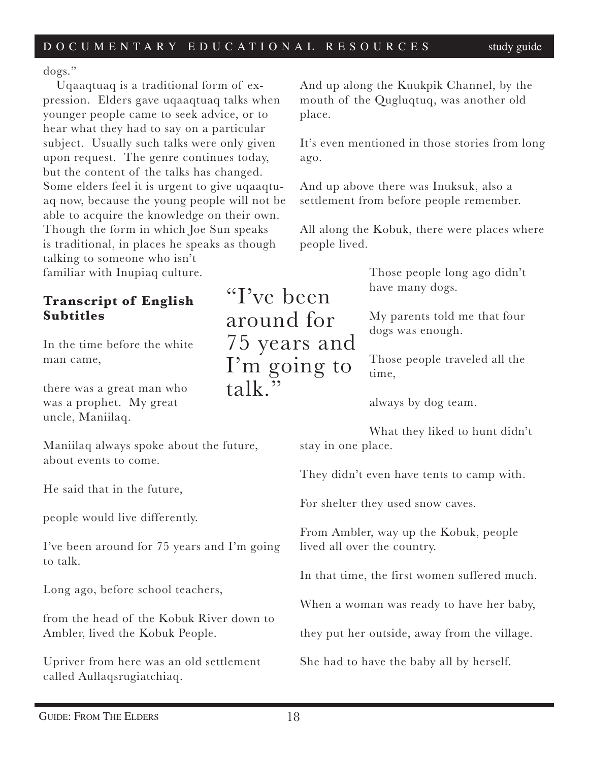dogs."

Uqaaqtuaq is a traditional form of expression. Elders gave uqaaqtuaq talks when younger people came to seek advice, or to hear what they had to say on a particular subject. Usually such talks were only given upon request. The genre continues today, but the content of the talks has changed. Some elders feel it is urgent to give uqaaqtuaq now, because the young people will not be able to acquire the knowledge on their own. Though the form in which Joe Sun speaks is traditional, in places he speaks as though talking to someone who isn't familiar with Inupiaq culture.

**Transcript of English Subtitles**

In the time before the white man came,

there was a great man who was a prophet. My great uncle, Maniilaq.

Maniilaq always spoke about the future, about events to come.

He said that in the future,

people would live differently.

I've been around for 75 years and I'm going to talk.

Long ago, before school teachers,

from the head of the Kobuk River down to Ambler, lived the Kobuk People.

Upriver from here was an old settlement called Aullaqsrugiatchiaq.

And up along the Kuukpik Channel, by the mouth of the Qugluqtuq, was another old place.

It's even mentioned in those stories from long ago.

And up above there was Inuksuk, also a settlement from before people remember.

All along the Kobuk, there were places where people lived.

"I've been around for 75 years and I'm going to talk."

Those people long ago didn't have many dogs.

My parents told me that four dogs was enough.

Those people traveled all the time,

always by dog team.

What they liked to hunt didn't stay in one place.

They didn't even have tents to camp with.

For shelter they used snow caves.

From Ambler, way up the Kobuk, people lived all over the country.

In that time, the first women suffered much.

When a woman was ready to have her baby,

they put her outside, away from the village.

She had to have the baby all by herself.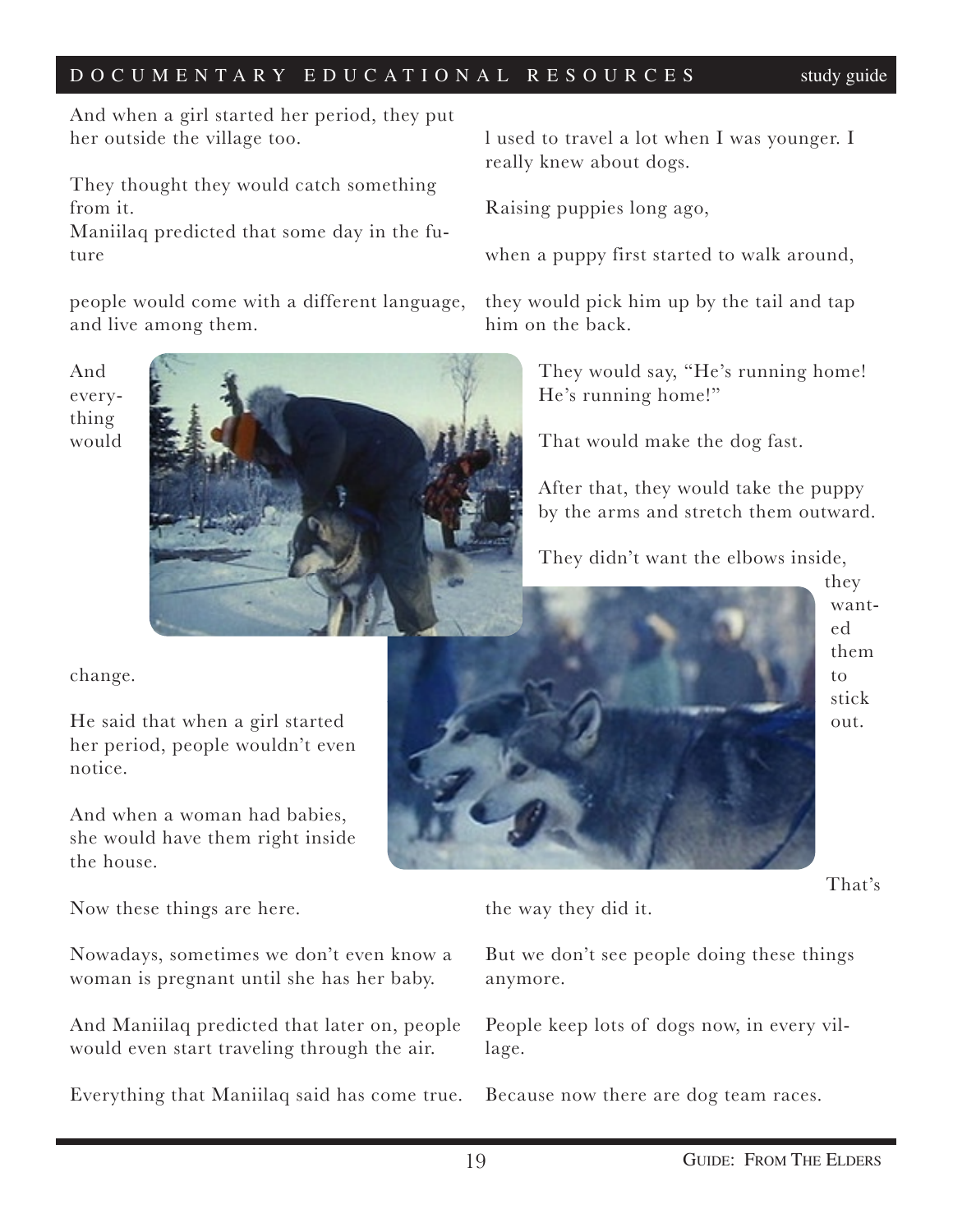And when a girl started her period, they put her outside the village too.

They thought they would catch something from it.
Maniilaq predicted that some day in the future

people would come with a different language, and live among them.

And everything would change.

He said that when a girl started her period, people wouldn't even notice.

And when a woman had babies, she would have them right inside the house.

Now these things are here.

Nowadays, sometimes we don't even know a woman is pregnant until she has her baby.

And Maniilaq predicted that later on, people would even start traveling through the air.

Everything that Maniilaq said has come true.

l used to travel a lot when I was younger. I really knew about dogs.

Raising puppies long ago,

when a puppy first started to walk around,

they would pick him up by the tail and tap him on the back.

They would say, "He's running home! He's running home!"

That would make the dog fast.

After that, they would take the puppy by the arms and stretch them outward.

They didn't want the elbows inside, they wanted them to stick out.

That's the way they did it.

But we don't see people doing these things anymore.

People keep lots of dogs now, in every village.

Because now there are dog team races.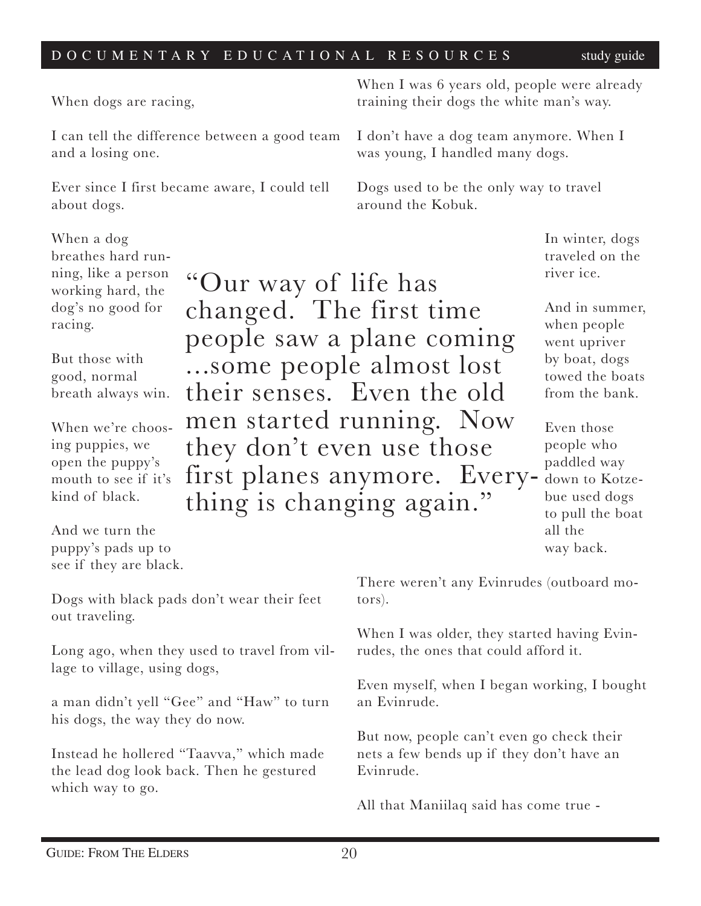When dogs are racing,

I can tell the difference between a good team and a losing one.

Ever since I first became aware, I could tell about dogs.

When a dog breathes hard running, like a person working hard, the dog's no good for racing.

But those with good, normal breath always win.

When we're choosing puppies, we open the puppy's mouth to see if it's kind of black.

And we turn the puppy's pads up to see if they are black.

Dogs with black pads don't wear their feet out traveling.

Long ago, when they used to travel from village to village, using dogs,

a man didn't yell "Gee" and "Haw" to turn his dogs, the way they do now.

Instead he hollered "Taavva," which made the lead dog look back. Then he gestured which way to go.

> "Our way of life has changed. The first time people saw a plane coming ...some people almost lost their senses. Even the old men started running. Now they don't even use those first planes anymore. Everything is changing again."

When I was 6 years old, people were already training their dogs the white man's way.

I don't have a dog team anymore. When I was young, I handled many dogs.

Dogs used to be the only way to travel around the Kobuk.

In winter, dogs traveled on the river ice.

And in summer, when people went upriver by boat, dogs towed the boats from the bank.

Even those people who paddled way down to Kotzebue used dogs to pull the boat all the way back.

There weren't any Evinrudes (outboard motors).

When I was older, they started having Evinrudes, the ones that could afford it.

Even myself, when I began working, I bought an Evinrude.

But now, people can't even go check their nets a few bends up if they don't have an Evinrude.

All that Maniilaq said has come true -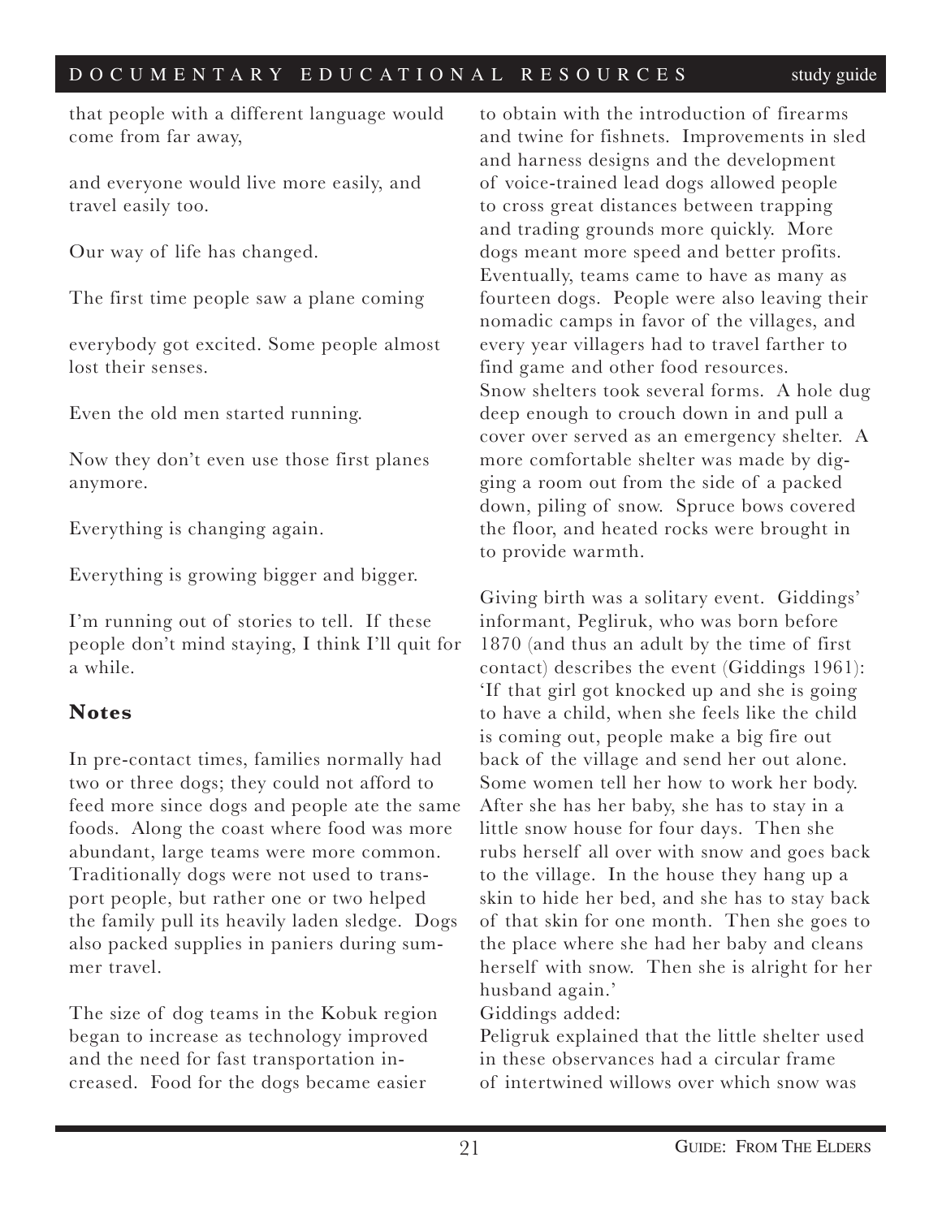that people with a different language would come from far away,

and everyone would live more easily, and travel easily too.

Our way of life has changed.

The first time people saw a plane coming

everybody got excited. Some people almost lost their senses.

Even the old men started running.

Now they don't even use those first planes anymore.

Everything is changing again.

Everything is growing bigger and bigger.

I'm running out of stories to tell. If these people don't mind staying, I think I'll quit for a while.

## Notes

In pre-contact times, families normally had two or three dogs; they could not afford to feed more since dogs and people ate the same foods. Along the coast where food was more abundant, large teams were more common. Traditionally dogs were not used to transport people, but rather one or two helped the family pull its heavily laden sledge. Dogs also packed supplies in paniers during summer travel.

The size of dog teams in the Kobuk region began to increase as technology improved and the need for fast transportation increased. Food for the dogs became easier to obtain with the introduction of firearms and twine for fishnets. Improvements in sled and harness designs and the development of voice-trained lead dogs allowed people to cross great distances between trapping and trading grounds more quickly. More dogs meant more speed and better profits. Eventually, teams came to have as many as fourteen dogs. People were also leaving their nomadic camps in favor of the villages, and every year villagers had to travel farther to find game and other food resources.
Snow shelters took several forms. A hole dug deep enough to crouch down in and pull a cover over served as an emergency shelter. A more comfortable shelter was made by digging a room out from the side of a packed down, piling of snow. Spruce bows covered the floor, and heated rocks were brought in to provide warmth.

Giving birth was a solitary event. Giddings' informant, Pegliruk, who was born before 1870 (and thus an adult by the time of first contact) describes the event (Giddings 1961): 'If that girl got knocked up and she is going to have a child, when she feels like the child is coming out, people make a big fire out back of the village and send her out alone. Some women tell her how to work her body. After she has her baby, she has to stay in a little snow house for four days. Then she rubs herself all over with snow and goes back to the village. In the house they hang up a skin to hide her bed, and she has to stay back of that skin for one month. Then she goes to the place where she had her baby and cleans herself with snow. Then she is alright for her husband again.'
Giddings added:
Peligruk explained that the little shelter used in these observances had a circular frame of intertwined willows over which snow was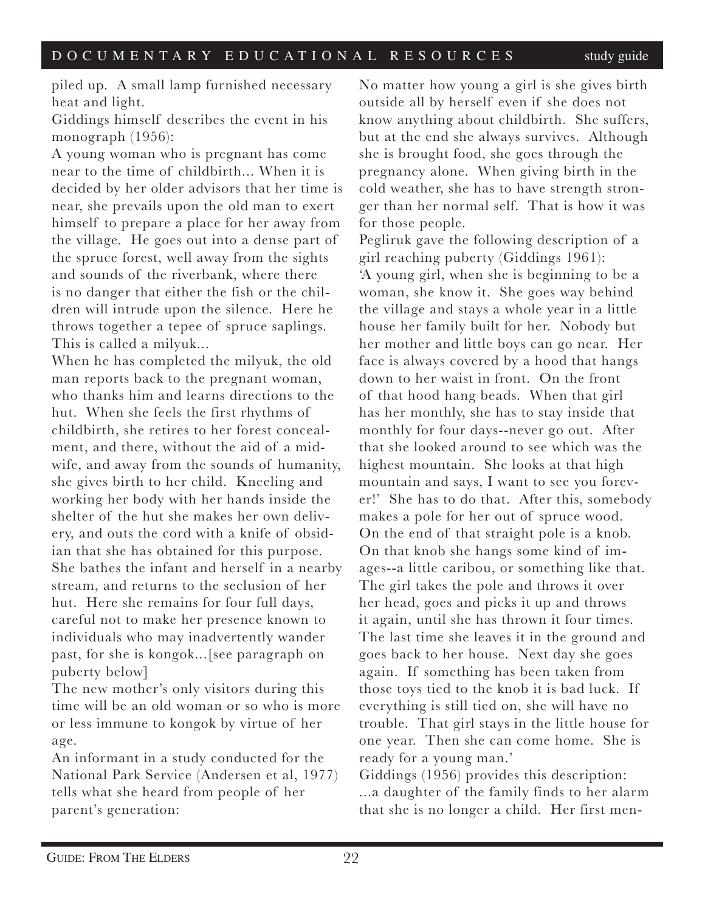piled up. A small lamp furnished necessary heat and light.

Giddings himself describes the event in his monograph (1956):

A young woman who is pregnant has come near to the time of childbirth... When it is decided by her older advisors that her time is near, she prevails upon the old man to exert himself to prepare a place for her away from the village. He goes out into a dense part of the spruce forest, well away from the sights and sounds of the riverbank, where there is no danger that either the fish or the children will intrude upon the silence. Here he throws together a tepee of spruce saplings. This is called a milyuk...

When he has completed the milyuk, the old man reports back to the pregnant woman, who thanks him and learns directions to the hut. When she feels the first rhythms of childbirth, she retires to her forest concealment, and there, without the aid of a midwife, and away from the sounds of humanity, she gives birth to her child. Kneeling and working her body with her hands inside the shelter of the hut she makes her own delivery, and outs the cord with a knife of obsidian that she has obtained for this purpose. She bathes the infant and herself in a nearby stream, and returns to the seclusion of her hut. Here she remains for four full days, careful not to make her presence known to individuals who may inadvertently wander past, for she is kongok...[see paragraph on puberty below]

The new mother's only visitors during this time will be an old woman or so who is more or less immune to kongok by virtue of her age.

An informant in a study conducted for the National Park Service (Andersen et al, 1977) tells what she heard from people of her parent's generation:

No matter how young a girl is she gives birth outside all by herself even if she does not know anything about childbirth. She suffers, but at the end she always survives. Although she is brought food, she goes through the pregnancy alone. When giving birth in the cold weather, she has to have strength stronger than her normal self. That is how it was for those people.

Pegliruk gave the following description of a girl reaching puberty (Giddings 1961):

'A young girl, when she is beginning to be a woman, she know it. She goes way behind the village and stays a whole year in a little house her family built for her. Nobody but her mother and little boys can go near. Her face is always covered by a hood that hangs down to her waist in front. On the front of that hood hang beads. When that girl has her monthly, she has to stay inside that monthly for four days--never go out. After that she looked around to see which was the highest mountain. She looks at that high mountain and says, I want to see you forever!' She has to do that. After this, somebody makes a pole for her out of spruce wood. On the end of that straight pole is a knob. On that knob she hangs some kind of images--a little caribou, or something like that. The girl takes the pole and throws it over her head, goes and picks it up and throws it again, until she has thrown it four times. The last time she leaves it in the ground and goes back to her house. Next day she goes again. If something has been taken from those toys tied to the knob it is bad luck. If everything is still tied on, she will have no trouble. That girl stays in the little house for one year. Then she can come home. She is ready for a young man.'

Giddings (1956) provides this description:

...a daughter of the family finds to her alarm that she is no longer a child. Her first men-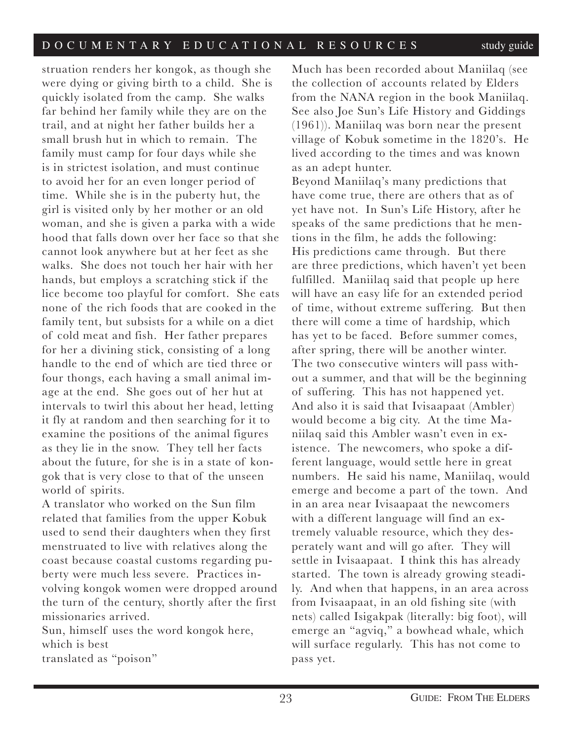struation renders her kongok, as though she were dying or giving birth to a child. She is quickly isolated from the camp. She walks far behind her family while they are on the trail, and at night her father builds her a small brush hut in which to remain. The family must camp for four days while she is in strictest isolation, and must continue to avoid her for an even longer period of time. While she is in the puberty hut, the girl is visited only by her mother or an old woman, and she is given a parka with a wide hood that falls down over her face so that she cannot look anywhere but at her feet as she walks. She does not touch her hair with her hands, but employs a scratching stick if the lice become too playful for comfort. She eats none of the rich foods that are cooked in the family tent, but subsists for a while on a diet of cold meat and fish. Her father prepares for her a divining stick, consisting of a long handle to the end of which are tied three or four thongs, each having a small animal image at the end. She goes out of her hut at intervals to twirl this about her head, letting it fly at random and then searching for it to examine the positions of the animal figures as they lie in the snow. They tell her facts about the future, for she is in a state of kongok that is very close to that of the unseen world of spirits.

A translator who worked on the Sun film related that families from the upper Kobuk used to send their daughters when they first menstruated to live with relatives along the coast because coastal customs regarding puberty were much less severe. Practices involving kongok women were dropped around the turn of the century, shortly after the first missionaries arrived.

Sun, himself uses the word kongok here, which is best
translated as "poison"

Much has been recorded about Maniilaq (see the collection of accounts related by Elders from the NANA region in the book Maniilaq. See also Joe Sun's Life History and Giddings (1961)). Maniilaq was born near the present village of Kobuk sometime in the 1820's. He lived according to the times and was known as an adept hunter.

Beyond Maniilaq's many predictions that have come true, there are others that as of yet have not. In Sun's Life History, after he speaks of the same predictions that he mentions in the film, he adds the following:

His predictions came through. But there are three predictions, which haven't yet been fulfilled. Maniilaq said that people up here will have an easy life for an extended period of time, without extreme suffering. But then there will come a time of hardship, which has yet to be faced. Before summer comes, after spring, there will be another winter. The two consecutive winters will pass without a summer, and that will be the beginning of suffering. This has not happened yet. And also it is said that Ivisaapaat (Ambler) would become a big city. At the time Maniilaq said this Ambler wasn't even in existence. The newcomers, who spoke a different language, would settle here in great numbers. He said his name, Maniilaq, would emerge and become a part of the town. And in an area near Ivisaapaat the newcomers with a different language will find an extremely valuable resource, which they desperately want and will go after. They will settle in Ivisaapaat. I think this has already started. The town is already growing steadily. And when that happens, in an area across from Ivisaapaat, in an old fishing site (with nets) called Isigakpak (literally: big foot), will emerge an "agviq," a bowhead whale, which will surface regularly. This has not come to pass yet.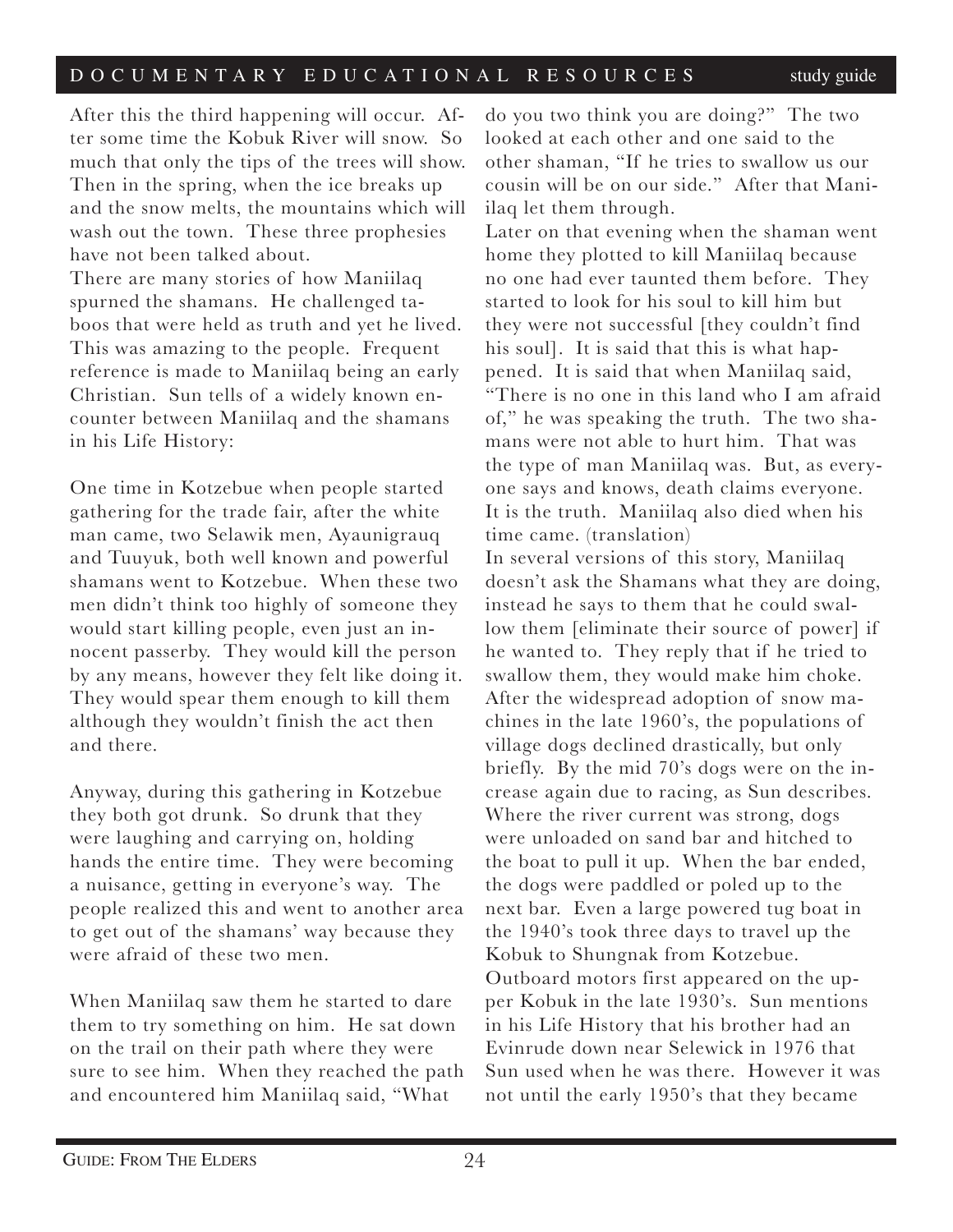After this the third happening will occur. After some time the Kobuk River will snow. So much that only the tips of the trees will show. Then in the spring, when the ice breaks up and the snow melts, the mountains which will wash out the town. These three prophesies have not been talked about.

There are many stories of how Maniilaq spurned the shamans. He challenged taboos that were held as truth and yet he lived. This was amazing to the people. Frequent reference is made to Maniilaq being an early Christian. Sun tells of a widely known encounter between Maniilaq and the shamans in his Life History:

One time in Kotzebue when people started gathering for the trade fair, after the white man came, two Selawik men, Ayaunigrauq and Tuuyuk, both well known and powerful shamans went to Kotzebue. When these two men didn't think too highly of someone they would start killing people, even just an innocent passerby. They would kill the person by any means, however they felt like doing it. They would spear them enough to kill them although they wouldn't finish the act then and there.

Anyway, during this gathering in Kotzebue they both got drunk. So drunk that they were laughing and carrying on, holding hands the entire time. They were becoming a nuisance, getting in everyone's way. The people realized this and went to another area to get out of the shamans' way because they were afraid of these two men.

When Maniilaq saw them he started to dare them to try something on him. He sat down on the trail on their path where they were sure to see him. When they reached the path and encountered him Maniilaq said, "What do you two think you are doing?" The two looked at each other and one said to the other shaman, "If he tries to swallow us our cousin will be on our side." After that Maniilaq let them through.

Later on that evening when the shaman went home they plotted to kill Maniilaq because no one had ever taunted them before. They started to look for his soul to kill him but they were not successful [they couldn't find his soul]. It is said that this is what happened. It is said that when Maniilaq said, "There is no one in this land who I am afraid of," he was speaking the truth. The two shamans were not able to hurt him. That was the type of man Maniilaq was. But, as everyone says and knows, death claims everyone. It is the truth. Maniilaq also died when his time came. (translation)

In several versions of this story, Maniilaq doesn't ask the Shamans what they are doing, instead he says to them that he could swallow them [eliminate their source of power] if he wanted to. They reply that if he tried to swallow them, they would make him choke.

After the widespread adoption of snow machines in the late 1960's, the populations of village dogs declined drastically, but only briefly. By the mid 70's dogs were on the increase again due to racing, as Sun describes.

Where the river current was strong, dogs were unloaded on sand bar and hitched to the boat to pull it up. When the bar ended, the dogs were paddled or poled up to the next bar. Even a large powered tug boat in the 1940's took three days to travel up the Kobuk to Shungnak from Kotzebue.

Outboard motors first appeared on the upper Kobuk in the late 1930's. Sun mentions in his Life History that his brother had an Evinrude down near Selewick in 1976 that Sun used when he was there. However it was not until the early 1950's that they became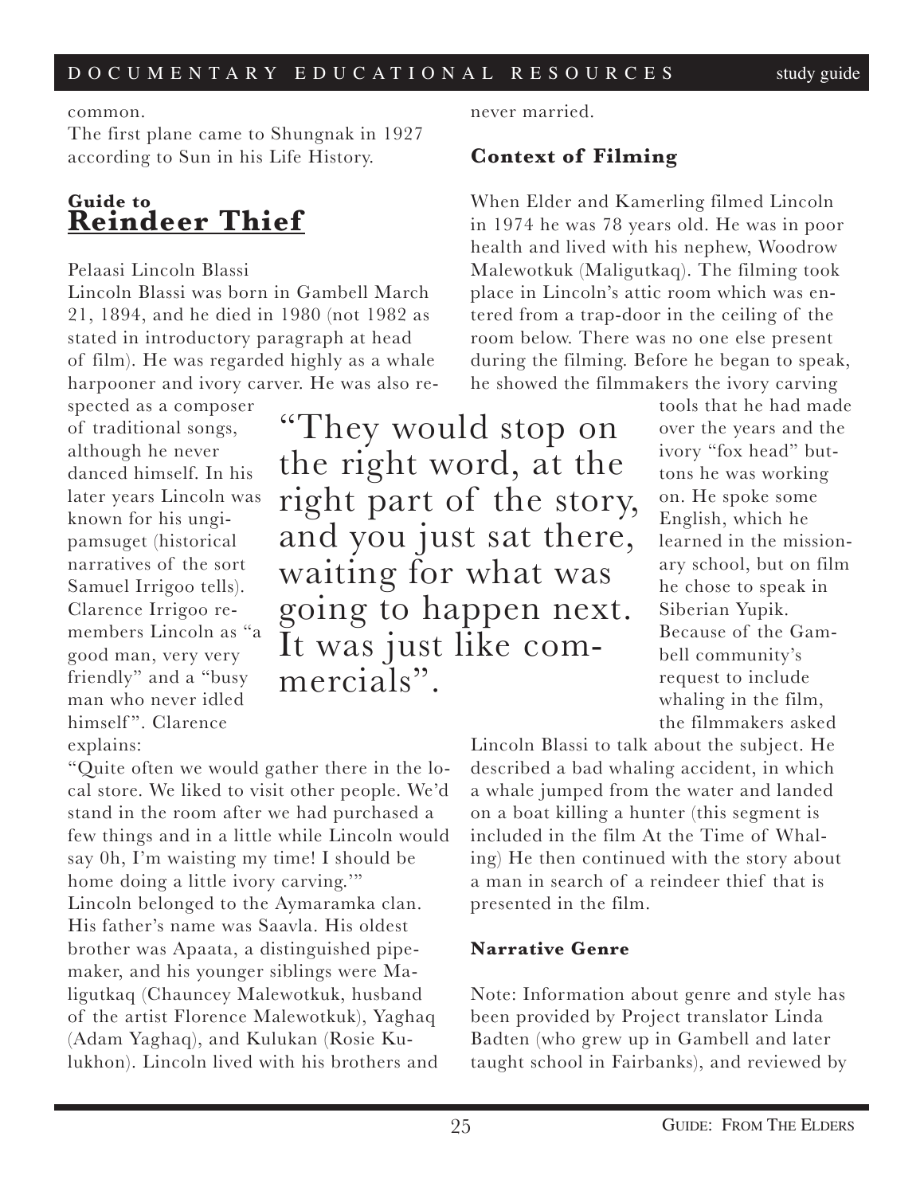common.

The first plane came to Shungnak in 1927 according to Sun in his Life History.

## Guide to **Reindeer Thief**

Pelaasi Lincoln Blassi

Lincoln Blassi was born in Gambell March 21, 1894, and he died in 1980 (not 1982 as stated in introductory paragraph at head of film). He was regarded highly as a whale harpooner and ivory carver. He was also respected as a composer of traditional songs, although he never danced himself. In his later years Lincoln was known for his ungipamsuget (historical narratives of the sort Samuel Irrigoo tells). Clarence Irrigoo remembers Lincoln as "a good man, very very friendly" and a "busy man who never idled himself". Clarence explains:

"Quite often we would gather there in the local store. We liked to visit other people. We'd stand in the room after we had purchased a few things and in a little while Lincoln would say 0h, I'm waisting my time! I should be home doing a little ivory carving.'"

Lincoln belonged to the Aymaramka clan. His father's name was Saavla. His oldest brother was Apaata, a distinguished pipemaker, and his younger siblings were Maligutkaq (Chauncey Malewotkuk, husband of the artist Florence Malewotkuk), Yaghaq (Adam Yaghaq), and Kulukan (Rosie Kulukhon). Lincoln lived with his brothers and never married.

> "They would stop on the right word, at the right part of the story, and you just sat there, waiting for what was going to happen next. It was just like commercials".

### Context of Filming

When Elder and Kamerling filmed Lincoln in 1974 he was 78 years old. He was in poor health and lived with his nephew, Woodrow Malewotkuk (Maligutkaq). The filming took place in Lincoln's attic room which was entered from a trap-door in the ceiling of the room below. There was no one else present during the filming. Before he began to speak, he showed the filmmakers the ivory carving tools that he had made over the years and the ivory "fox head" buttons he was working on. He spoke some English, which he learned in the missionary school, but on film he chose to speak in Siberian Yupik. Because of the Gambell community's request to include whaling in the film, the filmmakers asked Lincoln Blassi to talk about the subject. He described a bad whaling accident, in which a whale jumped from the water and landed on a boat killing a hunter (this segment is included in the film At the Time of Whaling) He then continued with the story about a man in search of a reindeer thief that is presented in the film.

### Narrative Genre

Note: Information about genre and style has been provided by Project translator Linda Badten (who grew up in Gambell and later taught school in Fairbanks), and reviewed by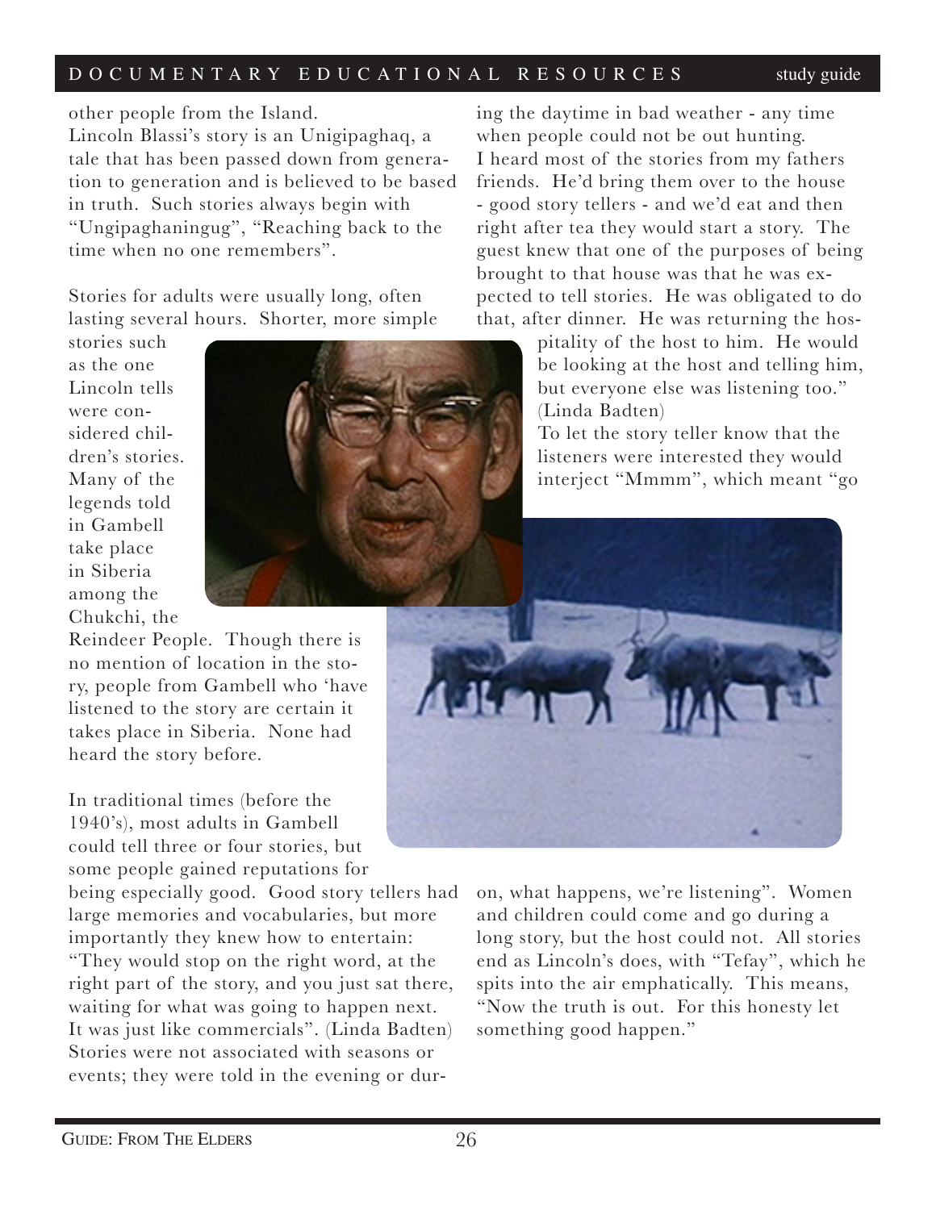other people from the Island.
Lincoln Blassi's story is an Unigipaghaq, a tale that has been passed down from generation to generation and is believed to be based in truth. Such stories always begin with "Ungipaghaningug", "Reaching back to the time when no one remembers".

Stories for adults were usually long, often lasting several hours. Shorter, more simple stories such as the one Lincoln tells were considered children's stories. Many of the legends told in Gambell take place in Siberia among the Chukchi, the Reindeer People. Though there is no mention of location in the story, people from Gambell who 'have listened to the story are certain it takes place in Siberia. None had heard the story before.

In traditional times (before the 1940's), most adults in Gambell could tell three or four stories, but some people gained reputations for being especially good. Good story tellers had large memories and vocabularies, but more importantly they knew how to entertain: "They would stop on the right word, at the right part of the story, and you just sat there, waiting for what was going to happen next. It was just like commercials". (Linda Badten)
Stories were not associated with seasons or events; they were told in the evening or during the daytime in bad weather - any time when people could not be out hunting.
I heard most of the stories from my fathers friends. He'd bring them over to the house - good story tellers - and we'd eat and then right after tea they would start a story. The guest knew that one of the purposes of being brought to that house was that he was expected to tell stories. He was obligated to do that, after dinner. He was returning the hospitality of the host to him. He would be looking at the host and telling him, but everyone else was listening too." (Linda Badten)
To let the story teller know that the listeners were interested they would interject "Mmmm", which meant "go on, what happens, we're listening". Women and children could come and go during a long story, but the host could not. All stories end as Lincoln's does, with "Tefay", which he spits into the air emphatically. This means, "Now the truth is out. For this honesty let something good happen."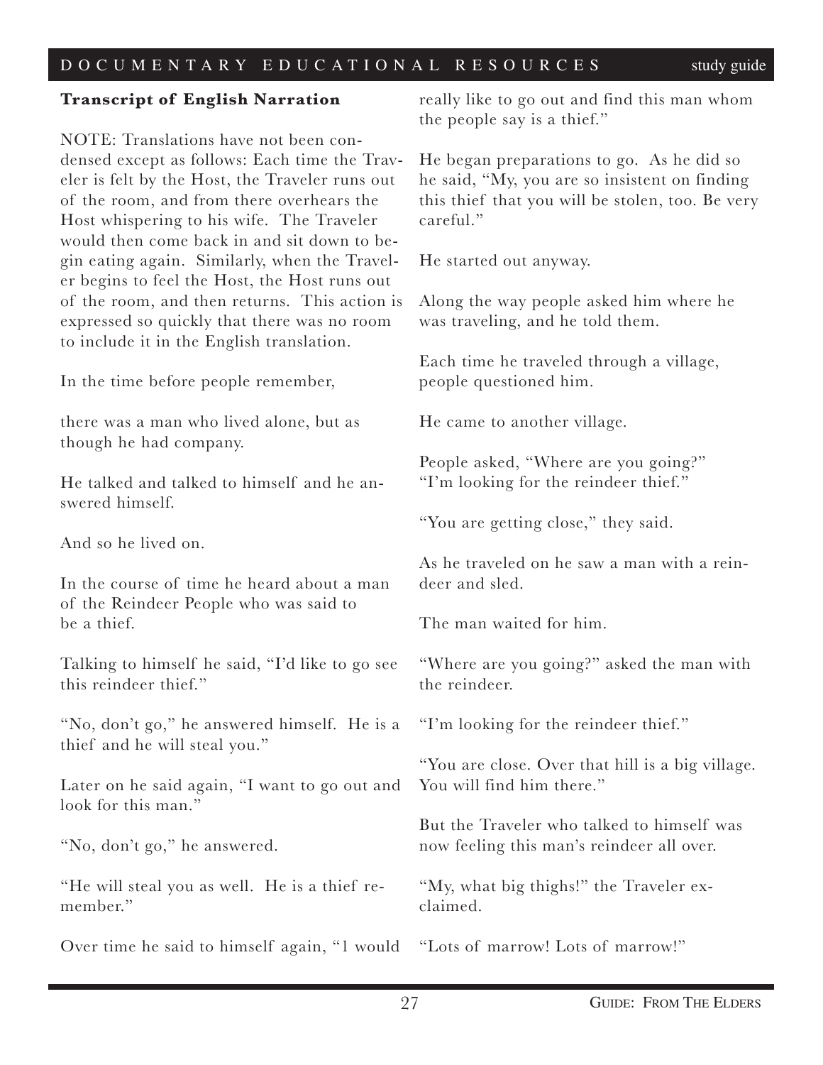**Transcript of English Narration**

NOTE: Translations have not been condensed except as follows: Each time the Traveler is felt by the Host, the Traveler runs out of the room, and from there overhears the Host whispering to his wife. The Traveler would then come back in and sit down to begin eating again. Similarly, when the Traveler begins to feel the Host, the Host runs out of the room, and then returns. This action is expressed so quickly that there was no room to include it in the English translation.

In the time before people remember,

there was a man who lived alone, but as though he had company.

He talked and talked to himself and he answered himself.

And so he lived on.

In the course of time he heard about a man of the Reindeer People who was said to be a thief.

Talking to himself he said, "I'd like to go see this reindeer thief."

"No, don't go," he answered himself. He is a thief and he will steal you."

Later on he said again, "I want to go out and look for this man."

"No, don't go," he answered.

"He will steal you as well. He is a thief remember."

Over time he said to himself again, "1 would really like to go out and find this man whom the people say is a thief."

He began preparations to go. As he did so he said, "My, you are so insistent on finding this thief that you will be stolen, too. Be very careful."

He started out anyway.

Along the way people asked him where he was traveling, and he told them.

Each time he traveled through a village, people questioned him.

He came to another village.

People asked, "Where are you going?" "I'm looking for the reindeer thief."

"You are getting close," they said.

As he traveled on he saw a man with a reindeer and sled.

The man waited for him.

"Where are you going?" asked the man with the reindeer.

"I'm looking for the reindeer thief."

"You are close. Over that hill is a big village. You will find him there."

But the Traveler who talked to himself was now feeling this man's reindeer all over.

"My, what big thighs!" the Traveler exclaimed.

"Lots of marrow! Lots of marrow!"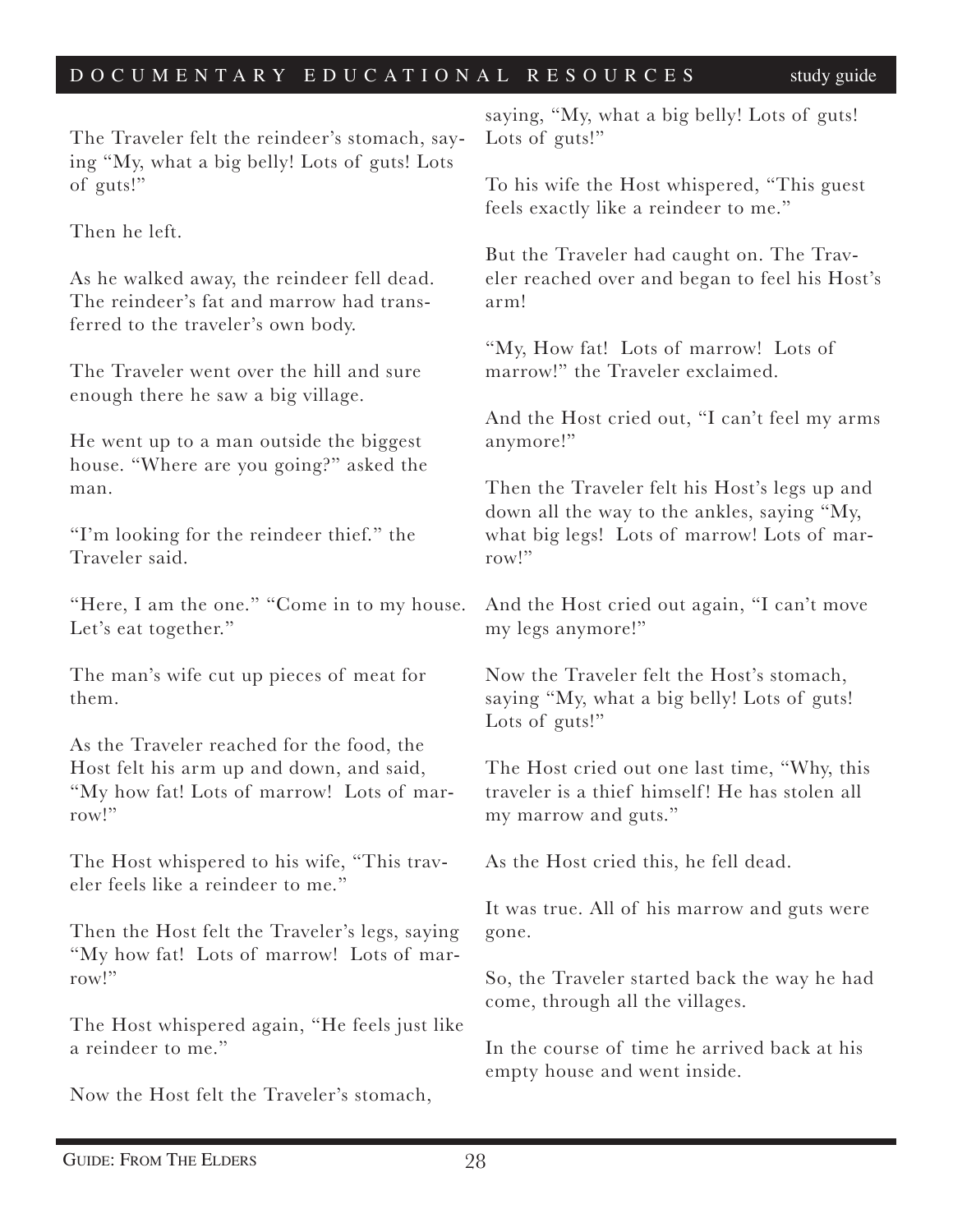The Traveler felt the reindeer's stomach, saying "My, what a big belly! Lots of guts! Lots of guts!"

Then he left.

As he walked away, the reindeer fell dead. The reindeer's fat and marrow had transferred to the traveler's own body.

The Traveler went over the hill and sure enough there he saw a big village.

He went up to a man outside the biggest house. "Where are you going?" asked the man.

"I'm looking for the reindeer thief." the Traveler said.

"Here, I am the one." "Come in to my house. Let's eat together."

The man's wife cut up pieces of meat for them.

As the Traveler reached for the food, the Host felt his arm up and down, and said, "My how fat! Lots of marrow! Lots of marrow!"

The Host whispered to his wife, "This traveler feels like a reindeer to me."

Then the Host felt the Traveler's legs, saying "My how fat! Lots of marrow! Lots of marrow!"

The Host whispered again, "He feels just like a reindeer to me."

Now the Host felt the Traveler's stomach, saying, "My, what a big belly! Lots of guts! Lots of guts!"

To his wife the Host whispered, "This guest feels exactly like a reindeer to me."

But the Traveler had caught on. The Traveler reached over and began to feel his Host's arm!

"My, How fat! Lots of marrow! Lots of marrow!" the Traveler exclaimed.

And the Host cried out, "I can't feel my arms anymore!"

Then the Traveler felt his Host's legs up and down all the way to the ankles, saying "My, what big legs! Lots of marrow! Lots of marrow!"

And the Host cried out again, "I can't move my legs anymore!"

Now the Traveler felt the Host's stomach, saying "My, what a big belly! Lots of guts! Lots of guts!"

The Host cried out one last time, "Why, this traveler is a thief himself! He has stolen all my marrow and guts."

As the Host cried this, he fell dead.

It was true. All of his marrow and guts were gone.

So, the Traveler started back the way he had come, through all the villages.

In the course of time he arrived back at his empty house and went inside.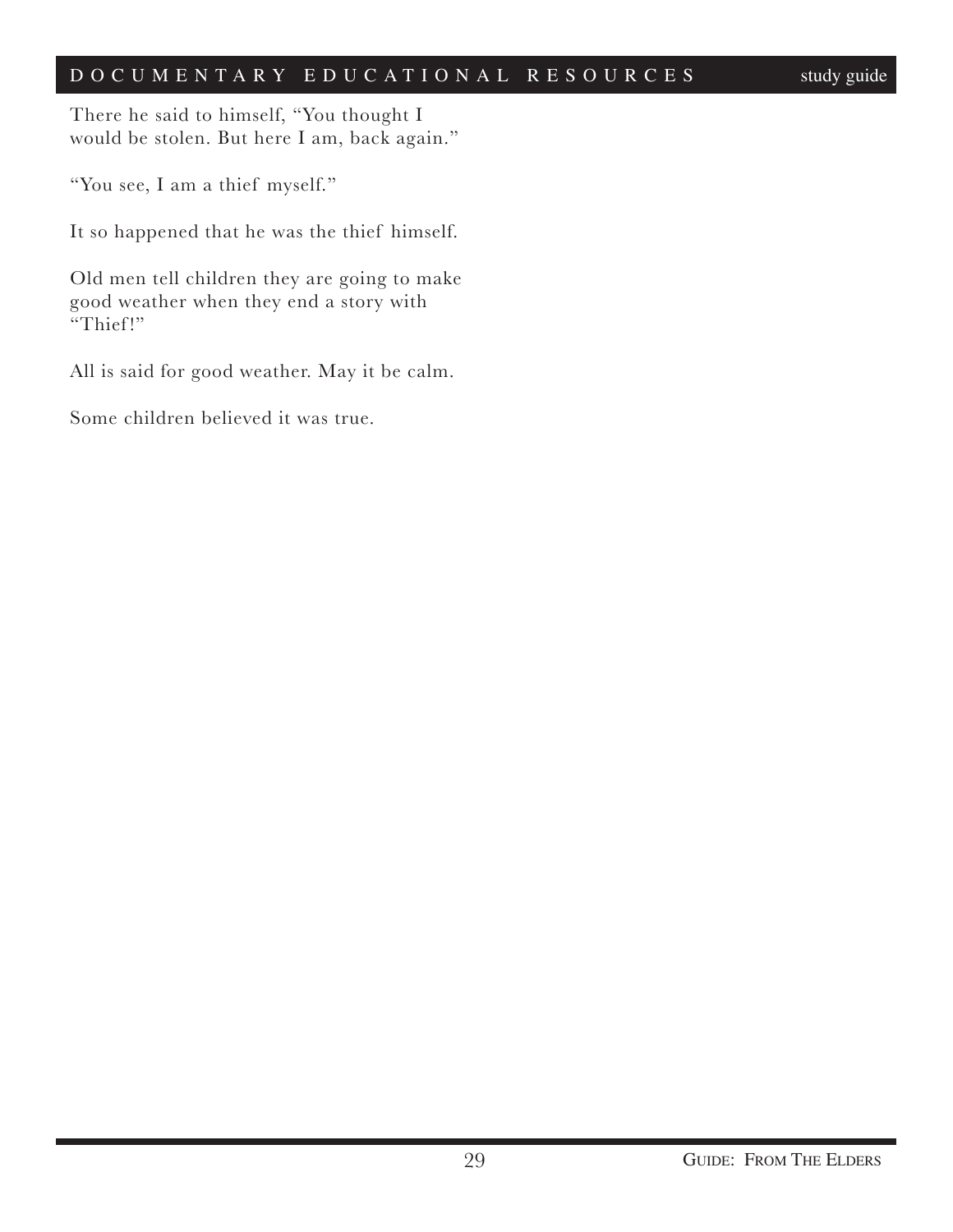There he said to himself, "You thought I would be stolen. But here I am, back again."

"You see, I am a thief myself."

It so happened that he was the thief himself.

Old men tell children they are going to make good weather when they end a story with "Thief!"

All is said for good weather. May it be calm.

Some children believed it was true.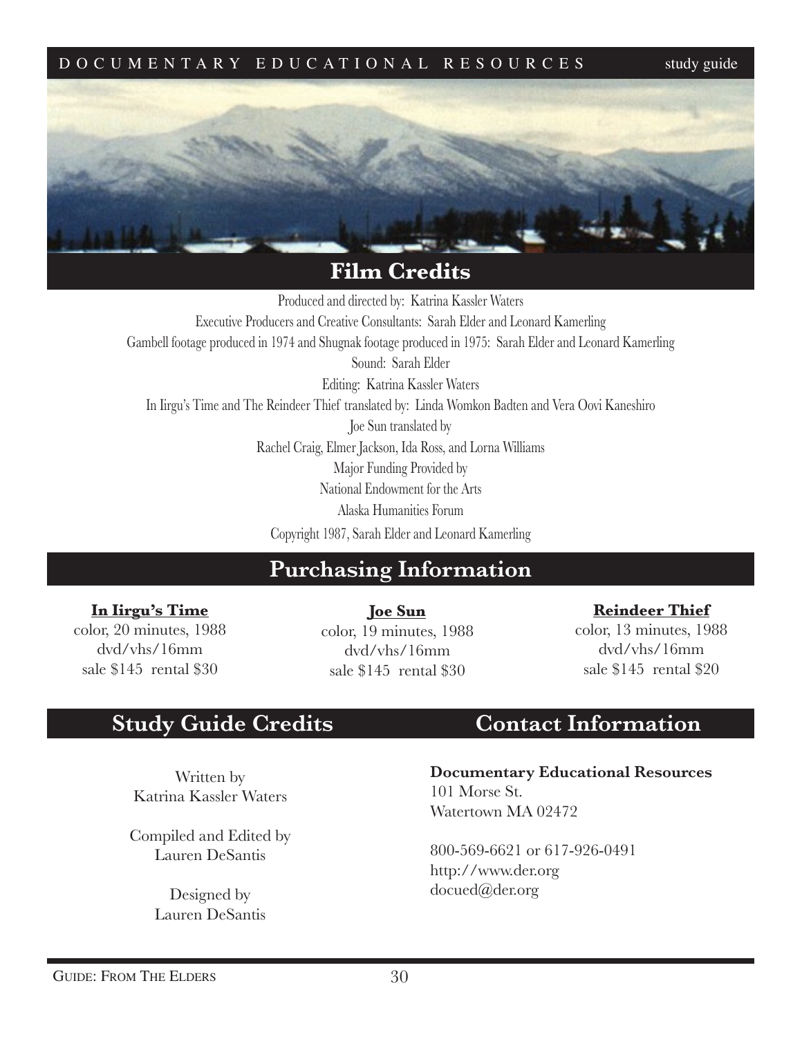## Film Credits

Produced and directed by: Katrina Kassler Waters

Executive Producers and Creative Consultants: Sarah Elder and Leonard Kamerling

Gambell footage produced in 1974 and Shugnak footage produced in 1975: Sarah Elder and Leonard Kamerling

Sound: Sarah Elder

Editing: Katrina Kassler Waters

In Iirgu's Time and The Reindeer Thief translated by: Linda Womkon Badten and Vera Oovi Kaneshiro

Joe Sun translated by

Rachel Craig, Elmer Jackson, Ida Ross, and Lorna Williams

Major Funding Provided by

National Endowment for the Arts

Alaska Humanities Forum

Copyright 1987, Sarah Elder and Leonard Kamerling

## Purchasing Information

**In Iirgu's Time**
color, 20 minutes, 1988
dvd/vhs/16mm
sale $145 rental $30

**Joe Sun**
color, 19 minutes, 1988
dvd/vhs/16mm
sale $145 rental $30

**Reindeer Thief**
color, 13 minutes, 1988
dvd/vhs/16mm
sale $145 rental $20

## Study Guide Credits

Written by
Katrina Kassler Waters

Compiled and Edited by
Lauren DeSantis

Designed by
Lauren DeSantis

## Contact Information

**Documentary Educational Resources**
101 Morse St.
Watertown MA 02472

800-569-6621 or 617-926-0491
http://www.der.org
docued@der.org